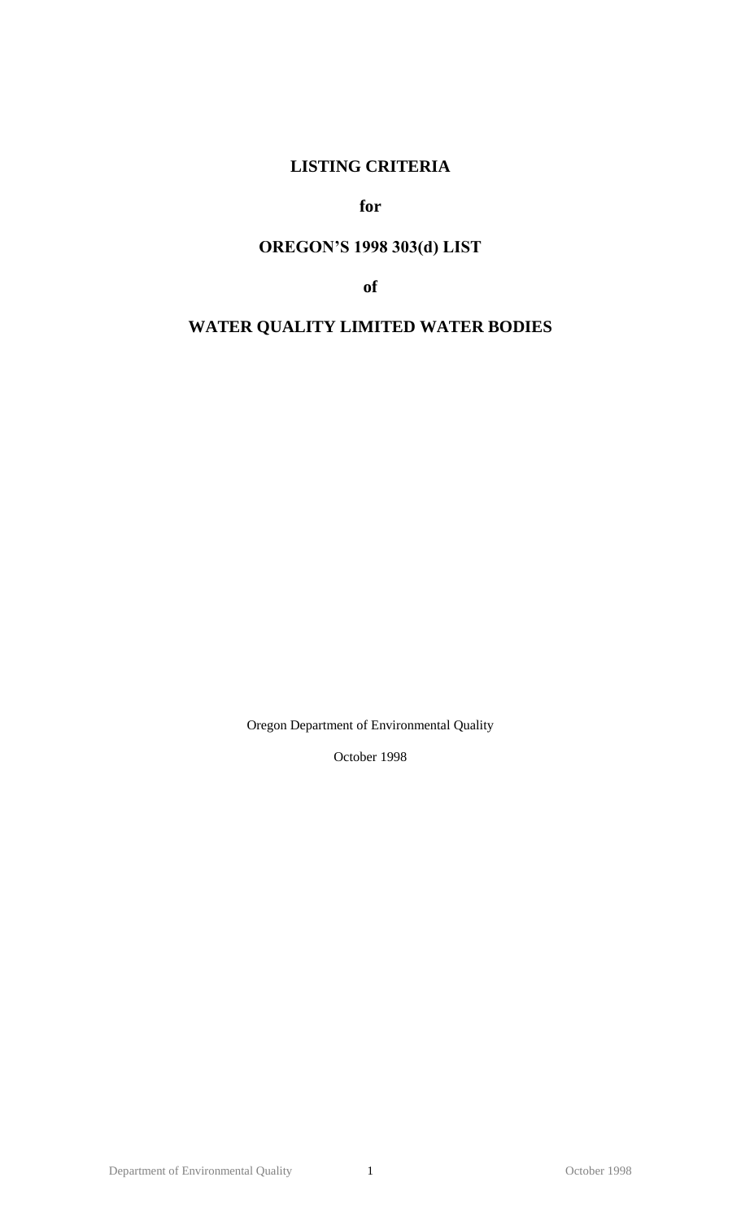# LISTING CRITERIA

**for**

# OREGON'S 1998 303(d) LIST

**of**

# WATER QUALITY LIMITED WATER BODIES

Oregon Department of Environmental Quality

October 1998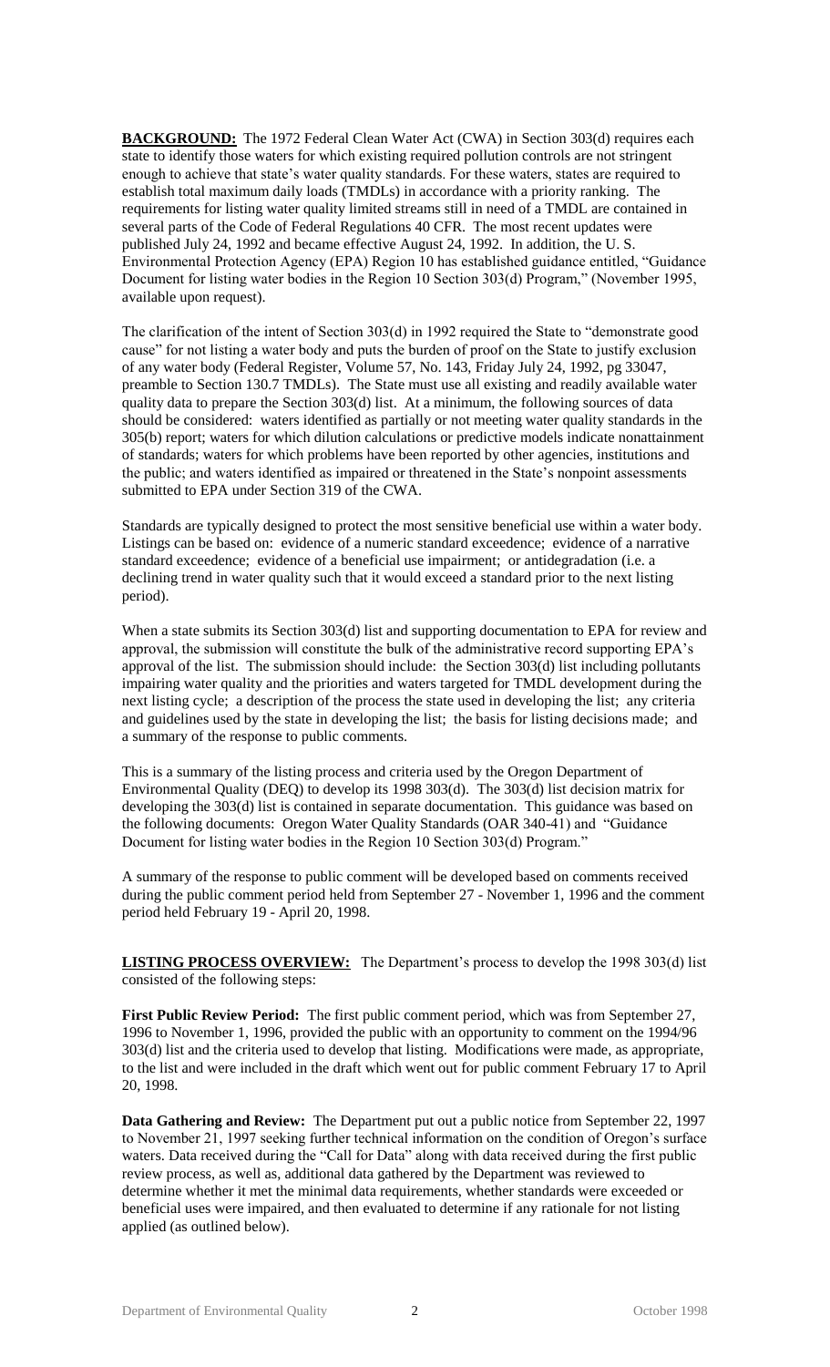**BACKGROUND:** The 1972 Federal Clean Water Act (CWA) in Section 303(d) requires each state to identify those waters for which existing required pollution controls are not stringent enough to achieve that state's water quality standards. For these waters, states are required to establish total maximum daily loads (TMDLs) in accordance with a priority ranking. The requirements for listing water quality limited streams still in need of a TMDL are contained in several parts of the Code of Federal Regulations 40 CFR. The most recent updates were published July 24, 1992 and became effective August 24, 1992. In addition, the U. S. Environmental Protection Agency (EPA) Region 10 has established guidance entitled, "Guidance Document for listing water bodies in the Region 10 Section 303(d) Program," (November 1995, available upon request).

The clarification of the intent of Section 303(d) in 1992 required the State to "demonstrate good cause" for not listing a water body and puts the burden of proof on the State to justify exclusion of any water body (Federal Register, Volume 57, No. 143, Friday July 24, 1992, pg 33047, preamble to Section 130.7 TMDLs). The State must use all existing and readily available water quality data to prepare the Section 303(d) list. At a minimum, the following sources of data should be considered: waters identified as partially or not meeting water quality standards in the 305(b) report; waters for which dilution calculations or predictive models indicate nonattainment of standards; waters for which problems have been reported by other agencies, institutions and the public; and waters identified as impaired or threatened in the State's nonpoint assessments submitted to EPA under Section 319 of the CWA.

Standards are typically designed to protect the most sensitive beneficial use within a water body. Listings can be based on: evidence of a numeric standard exceedence; evidence of a narrative standard exceedence; evidence of a beneficial use impairment; or antidegradation (i.e. a declining trend in water quality such that it would exceed a standard prior to the next listing period).

When a state submits its Section 303(d) list and supporting documentation to EPA for review and approval, the submission will constitute the bulk of the administrative record supporting EPA's approval of the list. The submission should include: the Section 303(d) list including pollutants impairing water quality and the priorities and waters targeted for TMDL development during the next listing cycle; a description of the process the state used in developing the list; any criteria and guidelines used by the state in developing the list; the basis for listing decisions made; and a summary of the response to public comments.

This is a summary of the listing process and criteria used by the Oregon Department of Environmental Quality (DEQ) to develop its 1998 303(d). The 303(d) list decision matrix for developing the 303(d) list is contained in separate documentation. This guidance was based on the following documents: Oregon Water Quality Standards (OAR 340-41) and "Guidance Document for listing water bodies in the Region 10 Section 303(d) Program."

A summary of the response to public comment will be developed based on comments received during the public comment period held from September 27 - November 1, 1996 and the comment period held February 19 - April 20, 1998.

**LISTING PROCESS OVERVIEW:** The Department's process to develop the 1998 303(d) list consisted of the following steps:

**First Public Review Period:** The first public comment period, which was from September 27, 1996 to November 1, 1996, provided the public with an opportunity to comment on the 1994/96 303(d) list and the criteria used to develop that listing. Modifications were made, as appropriate, to the list and were included in the draft which went out for public comment February 17 to April 20, 1998.

**Data Gathering and Review:** The Department put out a public notice from September 22, 1997 to November 21, 1997 seeking further technical information on the condition of Oregon's surface waters. Data received during the "Call for Data" along with data received during the first public review process, as well as, additional data gathered by the Department was reviewed to determine whether it met the minimal data requirements, whether standards were exceeded or beneficial uses were impaired, and then evaluated to determine if any rationale for not listing applied (as outlined below).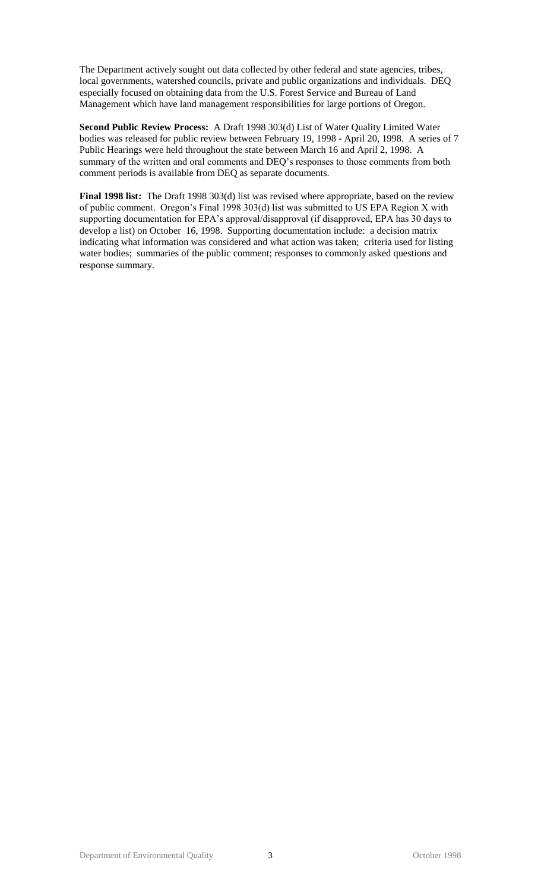The Department actively sought out data collected by other federal and state agencies, tribes, local governments, watershed councils, private and public organizations and individuals. DEQ especially focused on obtaining data from the U.S. Forest Service and Bureau of Land Management which have land management responsibilities for large portions of Oregon.

**Second Public Review Process:** A Draft 1998 303(d) List of Water Quality Limited Water bodies was released for public review between February 19, 1998 - April 20, 1998. A series of 7 Public Hearings were held throughout the state between March 16 and April 2, 1998. A summary of the written and oral comments and DEQ's responses to those comments from both comment periods is available from DEQ as separate documents.

**Final 1998 list:** The Draft 1998 303(d) list was revised where appropriate, based on the review of public comment. Oregon's Final 1998 303(d) list was submitted to US EPA Region X with supporting documentation for EPA's approval/disapproval (if disapproved, EPA has 30 days to develop a list) on October 16, 1998. Supporting documentation include: a decision matrix indicating what information was considered and what action was taken; criteria used for listing water bodies; summaries of the public comment; responses to commonly asked questions and response summary.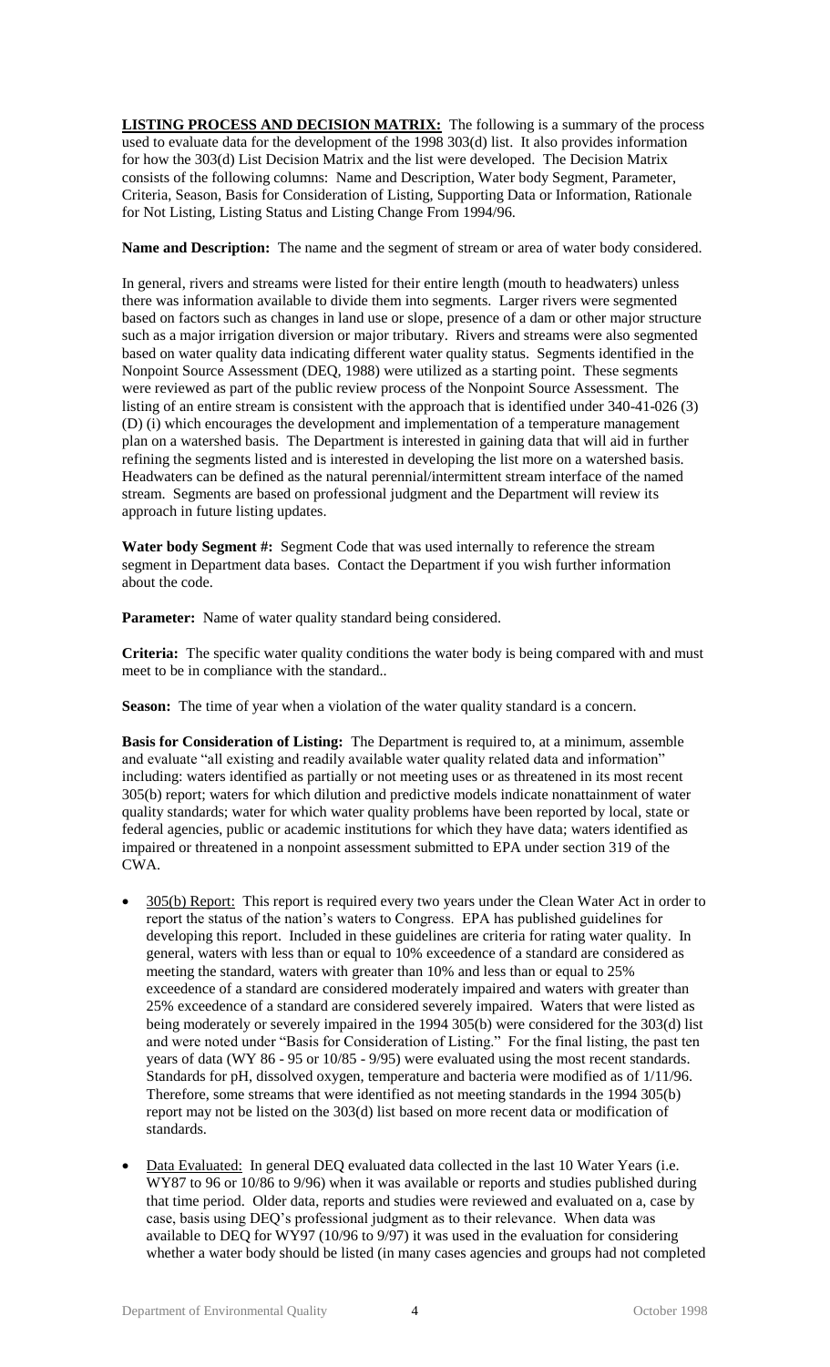**LISTING PROCESS AND DECISION MATRIX:** The following is a summary of the process used to evaluate data for the development of the 1998 303(d) list. It also provides information for how the 303(d) List Decision Matrix and the list were developed. The Decision Matrix consists of the following columns: Name and Description, Water body Segment, Parameter, Criteria, Season, Basis for Consideration of Listing, Supporting Data or Information, Rationale for Not Listing, Listing Status and Listing Change From 1994/96.

**Name and Description:** The name and the segment of stream or area of water body considered.

In general, rivers and streams were listed for their entire length (mouth to headwaters) unless there was information available to divide them into segments. Larger rivers were segmented based on factors such as changes in land use or slope, presence of a dam or other major structure such as a major irrigation diversion or major tributary. Rivers and streams were also segmented based on water quality data indicating different water quality status. Segments identified in the Nonpoint Source Assessment (DEQ, 1988) were utilized as a starting point. These segments were reviewed as part of the public review process of the Nonpoint Source Assessment. The listing of an entire stream is consistent with the approach that is identified under 340-41-026 (3) (D) (i) which encourages the development and implementation of a temperature management plan on a watershed basis. The Department is interested in gaining data that will aid in further refining the segments listed and is interested in developing the list more on a watershed basis. Headwaters can be defined as the natural perennial/intermittent stream interface of the named stream. Segments are based on professional judgment and the Department will review its approach in future listing updates.

**Water body Segment #:** Segment Code that was used internally to reference the stream segment in Department data bases. Contact the Department if you wish further information about the code.

**Parameter:** Name of water quality standard being considered.

**Criteria:** The specific water quality conditions the water body is being compared with and must meet to be in compliance with the standard..

**Season:** The time of year when a violation of the water quality standard is a concern.

**Basis for Consideration of Listing:** The Department is required to, at a minimum, assemble and evaluate "all existing and readily available water quality related data and information" including: waters identified as partially or not meeting uses or as threatened in its most recent 305(b) report; waters for which dilution and predictive models indicate nonattainment of water quality standards; water for which water quality problems have been reported by local, state or federal agencies, public or academic institutions for which they have data; waters identified as impaired or threatened in a nonpoint assessment submitted to EPA under section 319 of the CWA.

- 305(b) Report: This report is required every two years under the Clean Water Act in order to report the status of the nation's waters to Congress. EPA has published guidelines for developing this report. Included in these guidelines are criteria for rating water quality. In general, waters with less than or equal to 10% exceedence of a standard are considered as meeting the standard, waters with greater than 10% and less than or equal to 25% exceedence of a standard are considered moderately impaired and waters with greater than 25% exceedence of a standard are considered severely impaired. Waters that were listed as being moderately or severely impaired in the 1994 305(b) were considered for the 303(d) list and were noted under "Basis for Consideration of Listing." For the final listing, the past ten years of data (WY 86 - 95 or 10/85 - 9/95) were evaluated using the most recent standards. Standards for pH, dissolved oxygen, temperature and bacteria were modified as of 1/11/96. Therefore, some streams that were identified as not meeting standards in the 1994 305(b) report may not be listed on the 303(d) list based on more recent data or modification of standards.

- Data Evaluated: In general DEQ evaluated data collected in the last 10 Water Years (i.e. WY87 to 96 or 10/86 to 9/96) when it was available or reports and studies published during that time period. Older data, reports and studies were reviewed and evaluated on a, case by case, basis using DEQ's professional judgment as to their relevance. When data was available to DEQ for WY97 (10/96 to 9/97) it was used in the evaluation for considering whether a water body should be listed (in many cases agencies and groups had not completed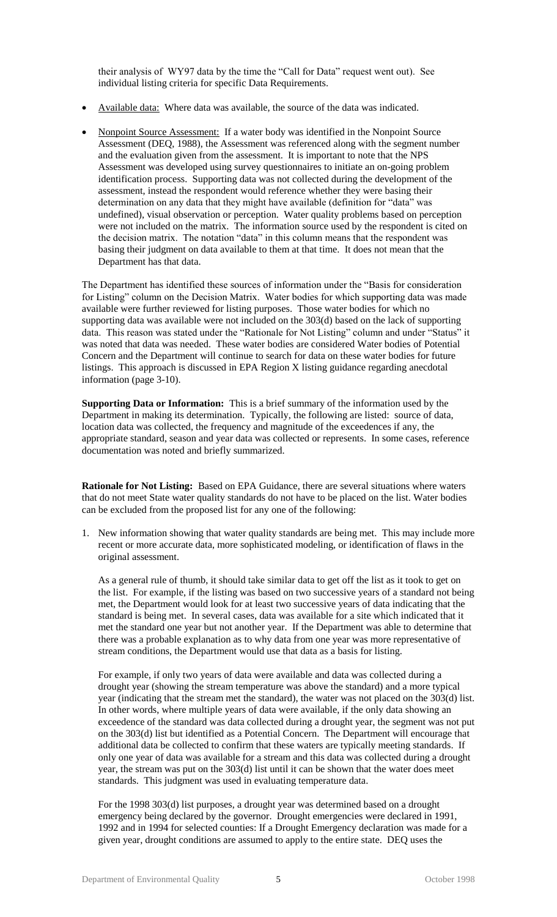their analysis of WY97 data by the time the "Call for Data" request went out). See individual listing criteria for specific Data Requirements.

- Available data: Where data was available, the source of the data was indicated.
- Nonpoint Source Assessment: If a water body was identified in the Nonpoint Source Assessment (DEQ, 1988), the Assessment was referenced along with the segment number and the evaluation given from the assessment. It is important to note that the NPS Assessment was developed using survey questionnaires to initiate an on-going problem identification process. Supporting data was not collected during the development of the assessment, instead the respondent would reference whether they were basing their determination on any data that they might have available (definition for "data" was undefined), visual observation or perception. Water quality problems based on perception were not included on the matrix. The information source used by the respondent is cited on the decision matrix. The notation "data" in this column means that the respondent was basing their judgment on data available to them at that time. It does not mean that the Department has that data.

The Department has identified these sources of information under the "Basis for consideration for Listing" column on the Decision Matrix. Water bodies for which supporting data was made available were further reviewed for listing purposes. Those water bodies for which no supporting data was available were not included on the 303(d) based on the lack of supporting data. This reason was stated under the "Rationale for Not Listing" column and under "Status" it was noted that data was needed. These water bodies are considered Water bodies of Potential Concern and the Department will continue to search for data on these water bodies for future listings. This approach is discussed in EPA Region X listing guidance regarding anecdotal information (page 3-10).

**Supporting Data or Information:** This is a brief summary of the information used by the Department in making its determination. Typically, the following are listed: source of data, location data was collected, the frequency and magnitude of the exceedences if any, the appropriate standard, season and year data was collected or represents. In some cases, reference documentation was noted and briefly summarized.

**Rationale for Not Listing:** Based on EPA Guidance, there are several situations where waters that do not meet State water quality standards do not have to be placed on the list. Water bodies can be excluded from the proposed list for any one of the following:

1. New information showing that water quality standards are being met. This may include more recent or more accurate data, more sophisticated modeling, or identification of flaws in the original assessment.

   As a general rule of thumb, it should take similar data to get off the list as it took to get on the list. For example, if the listing was based on two successive years of a standard not being met, the Department would look for at least two successive years of data indicating that the standard is being met. In several cases, data was available for a site which indicated that it met the standard one year but not another year. If the Department was able to determine that there was a probable explanation as to why data from one year was more representative of stream conditions, the Department would use that data as a basis for listing.

   For example, if only two years of data were available and data was collected during a drought year (showing the stream temperature was above the standard) and a more typical year (indicating that the stream met the standard), the water was not placed on the 303(d) list. In other words, where multiple years of data were available, if the only data showing an exceedence of the standard was data collected during a drought year, the segment was not put on the 303(d) list but identified as a Potential Concern. The Department will encourage that additional data be collected to confirm that these waters are typically meeting standards. If only one year of data was available for a stream and this data was collected during a drought year, the stream was put on the 303(d) list until it can be shown that the water does meet standards. This judgment was used in evaluating temperature data.

   For the 1998 303(d) list purposes, a drought year was determined based on a drought emergency being declared by the governor. Drought emergencies were declared in 1991, 1992 and in 1994 for selected counties: If a Drought Emergency declaration was made for a given year, drought conditions are assumed to apply to the entire state. DEQ uses the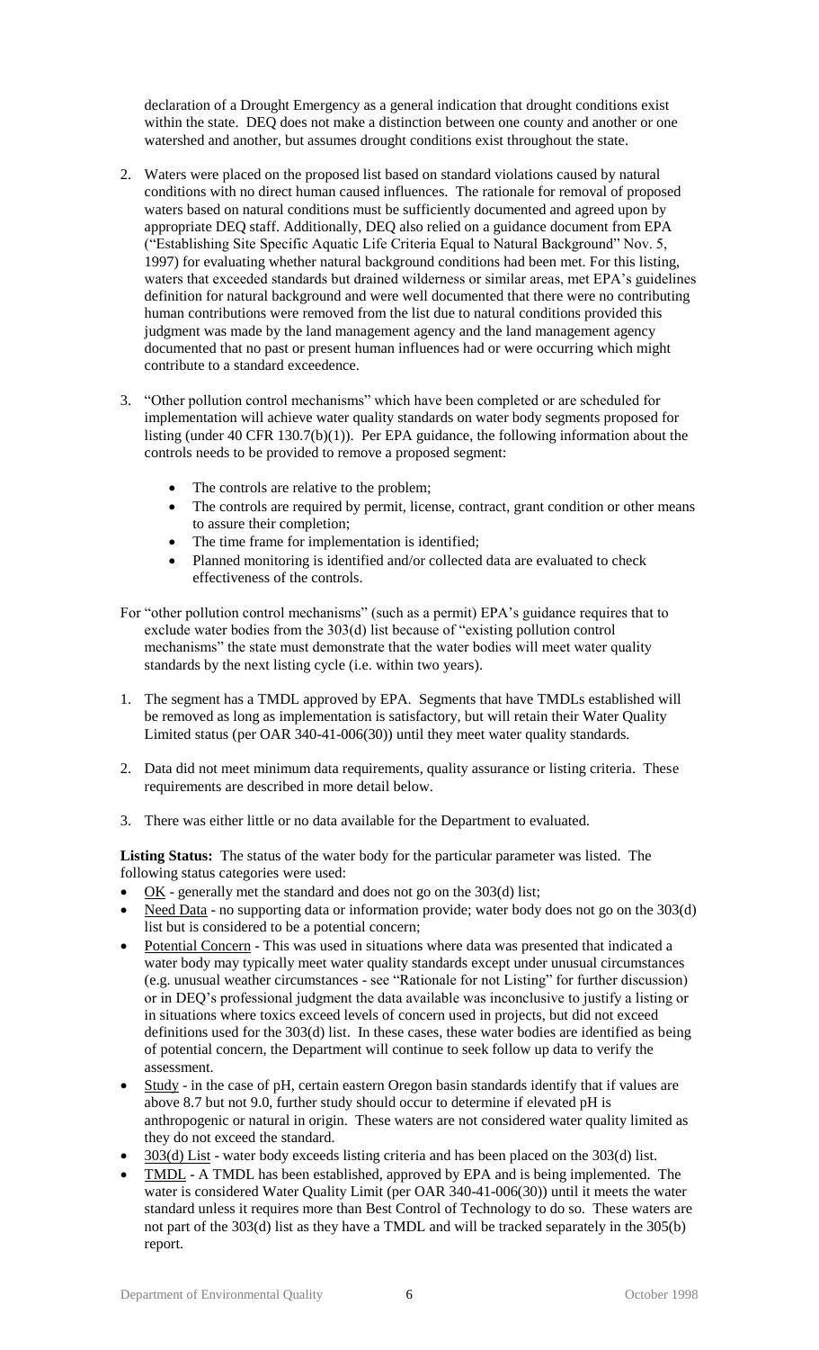declaration of a Drought Emergency as a general indication that drought conditions exist within the state. DEQ does not make a distinction between one county and another or one watershed and another, but assumes drought conditions exist throughout the state.

2. Waters were placed on the proposed list based on standard violations caused by natural conditions with no direct human caused influences. The rationale for removal of proposed waters based on natural conditions must be sufficiently documented and agreed upon by appropriate DEQ staff. Additionally, DEQ also relied on a guidance document from EPA ("Establishing Site Specific Aquatic Life Criteria Equal to Natural Background" Nov. 5, 1997) for evaluating whether natural background conditions had been met. For this listing, waters that exceeded standards but drained wilderness or similar areas, met EPA's guidelines definition for natural background and were well documented that there were no contributing human contributions were removed from the list due to natural conditions provided this judgment was made by the land management agency and the land management agency documented that no past or present human influences had or were occurring which might contribute to a standard exceedence.

3. "Other pollution control mechanisms" which have been completed or are scheduled for implementation will achieve water quality standards on water body segments proposed for listing (under 40 CFR 130.7(b)(1)). Per EPA guidance, the following information about the controls needs to be provided to remove a proposed segment:
   - The controls are relative to the problem;
   - The controls are required by permit, license, contract, grant condition or other means to assure their completion;
   - The time frame for implementation is identified;
   - Planned monitoring is identified and/or collected data are evaluated to check effectiveness of the controls.

For "other pollution control mechanisms" (such as a permit) EPA's guidance requires that to exclude water bodies from the 303(d) list because of "existing pollution control mechanisms" the state must demonstrate that the water bodies will meet water quality standards by the next listing cycle (i.e. within two years).

1. The segment has a TMDL approved by EPA. Segments that have TMDLs established will be removed as long as implementation is satisfactory, but will retain their Water Quality Limited status (per OAR 340-41-006(30)) until they meet water quality standards.

2. Data did not meet minimum data requirements, quality assurance or listing criteria. These requirements are described in more detail below.

3. There was either little or no data available for the Department to evaluated.

**Listing Status:** The status of the water body for the particular parameter was listed. The following status categories were used:

- OK - generally met the standard and does not go on the 303(d) list;
- Need Data - no supporting data or information provide; water body does not go on the 303(d) list but is considered to be a potential concern;
- Potential Concern - This was used in situations where data was presented that indicated a water body may typically meet water quality standards except under unusual circumstances (e.g. unusual weather circumstances - see "Rationale for not Listing" for further discussion) or in DEQ's professional judgment the data available was inconclusive to justify a listing or in situations where toxics exceed levels of concern used in projects, but did not exceed definitions used for the 303(d) list. In these cases, these water bodies are identified as being of potential concern, the Department will continue to seek follow up data to verify the assessment.
- Study - in the case of pH, certain eastern Oregon basin standards identify that if values are above 8.7 but not 9.0, further study should occur to determine if elevated pH is anthropogenic or natural in origin. These waters are not considered water quality limited as they do not exceed the standard.
- 303(d) List - water body exceeds listing criteria and has been placed on the 303(d) list.
- TMDL - A TMDL has been established, approved by EPA and is being implemented. The water is considered Water Quality Limit (per OAR 340-41-006(30)) until it meets the water standard unless it requires more than Best Control of Technology to do so. These waters are not part of the 303(d) list as they have a TMDL and will be tracked separately in the 305(b) report.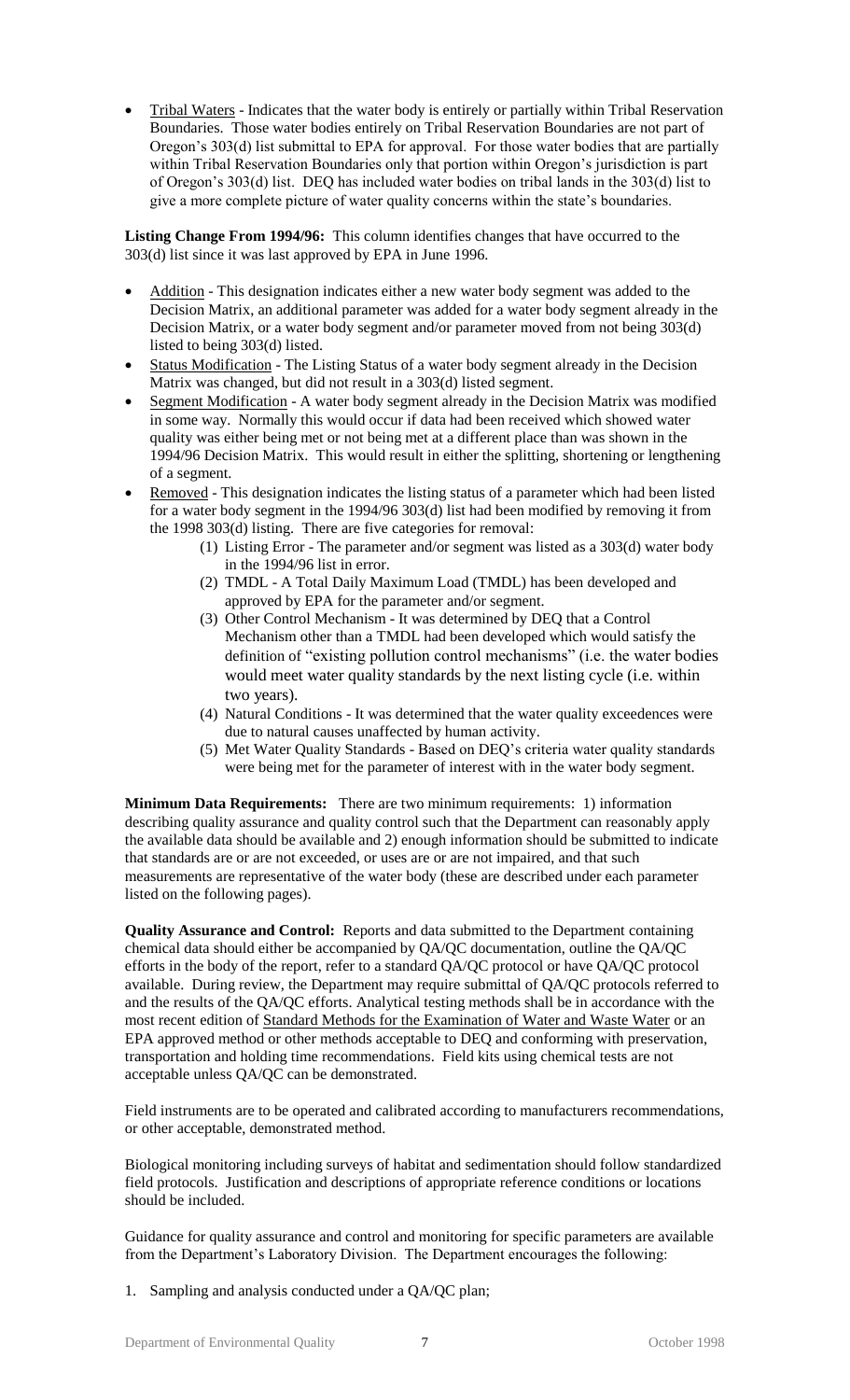- Tribal Waters - Indicates that the water body is entirely or partially within Tribal Reservation Boundaries. Those water bodies entirely on Tribal Reservation Boundaries are not part of Oregon's 303(d) list submittal to EPA for approval. For those water bodies that are partially within Tribal Reservation Boundaries only that portion within Oregon's jurisdiction is part of Oregon's 303(d) list. DEQ has included water bodies on tribal lands in the 303(d) list to give a more complete picture of water quality concerns within the state's boundaries.

**Listing Change From 1994/96:** This column identifies changes that have occurred to the 303(d) list since it was last approved by EPA in June 1996.

- Addition - This designation indicates either a new water body segment was added to the Decision Matrix, an additional parameter was added for a water body segment already in the Decision Matrix, or a water body segment and/or parameter moved from not being 303(d) listed to being 303(d) listed.
- Status Modification - The Listing Status of a water body segment already in the Decision Matrix was changed, but did not result in a 303(d) listed segment.
- Segment Modification - A water body segment already in the Decision Matrix was modified in some way. Normally this would occur if data had been received which showed water quality was either being met or not being met at a different place than was shown in the 1994/96 Decision Matrix. This would result in either the splitting, shortening or lengthening of a segment.
- Removed - This designation indicates the listing status of a parameter which had been listed for a water body segment in the 1994/96 303(d) list had been modified by removing it from the 1998 303(d) listing. There are five categories for removal:
  1. Listing Error - The parameter and/or segment was listed as a 303(d) water body in the 1994/96 list in error.
  2. TMDL - A Total Daily Maximum Load (TMDL) has been developed and approved by EPA for the parameter and/or segment.
  3. Other Control Mechanism - It was determined by DEQ that a Control Mechanism other than a TMDL had been developed which would satisfy the definition of "existing pollution control mechanisms" (i.e. the water bodies would meet water quality standards by the next listing cycle (i.e. within two years).
  4. Natural Conditions - It was determined that the water quality exceedences were due to natural causes unaffected by human activity.
  5. Met Water Quality Standards - Based on DEQ's criteria water quality standards were being met for the parameter of interest with in the water body segment.

**Minimum Data Requirements:** There are two minimum requirements: 1) information describing quality assurance and quality control such that the Department can reasonably apply the available data should be available and 2) enough information should be submitted to indicate that standards are or are not exceeded, or uses are or are not impaired, and that such measurements are representative of the water body (these are described under each parameter listed on the following pages).

**Quality Assurance and Control:** Reports and data submitted to the Department containing chemical data should either be accompanied by QA/QC documentation, outline the QA/QC efforts in the body of the report, refer to a standard QA/QC protocol or have QA/QC protocol available. During review, the Department may require submittal of QA/QC protocols referred to and the results of the QA/QC efforts. Analytical testing methods shall be in accordance with the most recent edition of Standard Methods for the Examination of Water and Waste Water or an EPA approved method or other methods acceptable to DEQ and conforming with preservation, transportation and holding time recommendations. Field kits using chemical tests are not acceptable unless QA/QC can be demonstrated.

Field instruments are to be operated and calibrated according to manufacturers recommendations, or other acceptable, demonstrated method.

Biological monitoring including surveys of habitat and sedimentation should follow standardized field protocols. Justification and descriptions of appropriate reference conditions or locations should be included.

Guidance for quality assurance and control and monitoring for specific parameters are available from the Department's Laboratory Division. The Department encourages the following:

1. Sampling and analysis conducted under a QA/QC plan;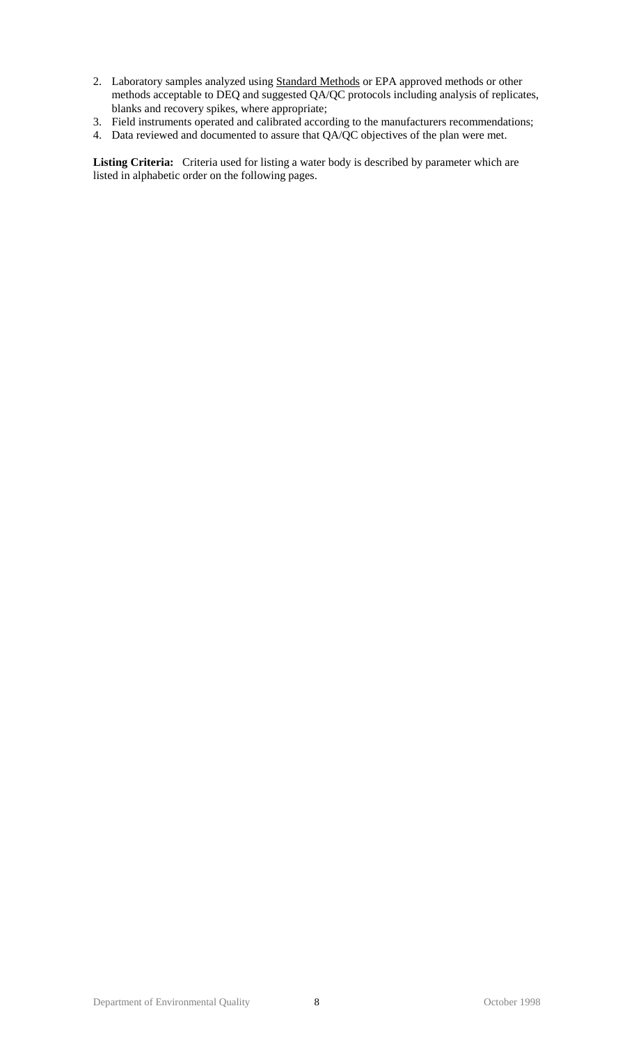2. Laboratory samples analyzed using Standard Methods or EPA approved methods or other methods acceptable to DEQ and suggested QA/QC protocols including analysis of replicates, blanks and recovery spikes, where appropriate;
3. Field instruments operated and calibrated according to the manufacturers recommendations;
4. Data reviewed and documented to assure that QA/QC objectives of the plan were met.

**Listing Criteria:** Criteria used for listing a water body is described by parameter which are listed in alphabetic order on the following pages.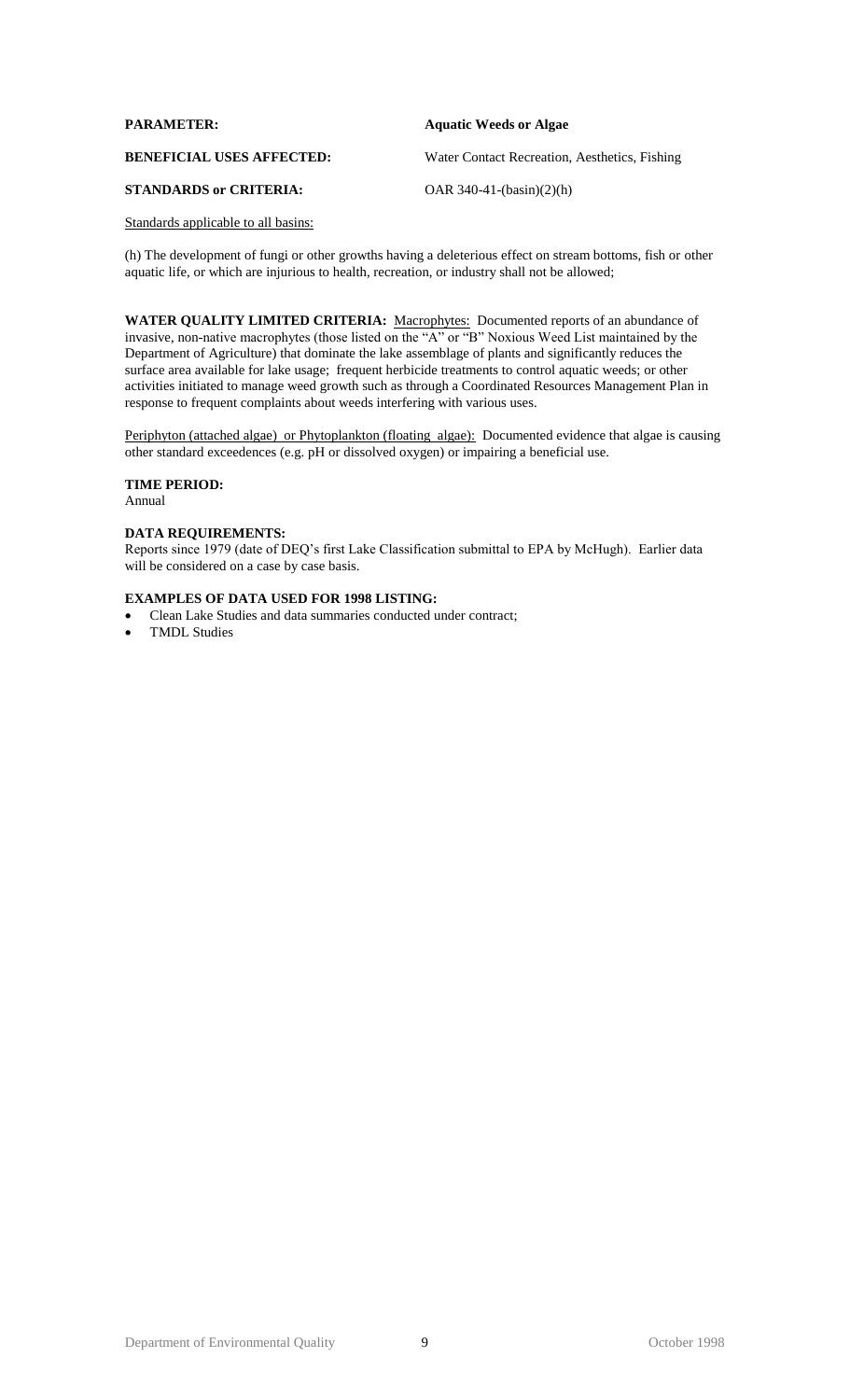**PARAMETER:** **Aquatic Weeds or Algae**

**BENEFICIAL USES AFFECTED:** Water Contact Recreation, Aesthetics, Fishing

**STANDARDS or CRITERIA:** OAR 340-41-(basin)(2)(h)

Standards applicable to all basins:

(h) The development of fungi or other growths having a deleterious effect on stream bottoms, fish or other aquatic life, or which are injurious to health, recreation, or industry shall not be allowed;

**WATER QUALITY LIMITED CRITERIA:** Macrophytes: Documented reports of an abundance of invasive, non-native macrophytes (those listed on the "A" or "B" Noxious Weed List maintained by the Department of Agriculture) that dominate the lake assemblage of plants and significantly reduces the surface area available for lake usage; frequent herbicide treatments to control aquatic weeds; or other activities initiated to manage weed growth such as through a Coordinated Resources Management Plan in response to frequent complaints about weeds interfering with various uses.

Periphyton (attached algae) or Phytoplankton (floating algae): Documented evidence that algae is causing other standard exceedences (e.g. pH or dissolved oxygen) or impairing a beneficial use.

**TIME PERIOD:**
Annual

**DATA REQUIREMENTS:**
Reports since 1979 (date of DEQ's first Lake Classification submittal to EPA by McHugh). Earlier data will be considered on a case by case basis.

**EXAMPLES OF DATA USED FOR 1998 LISTING:**

- Clean Lake Studies and data summaries conducted under contract;
- TMDL Studies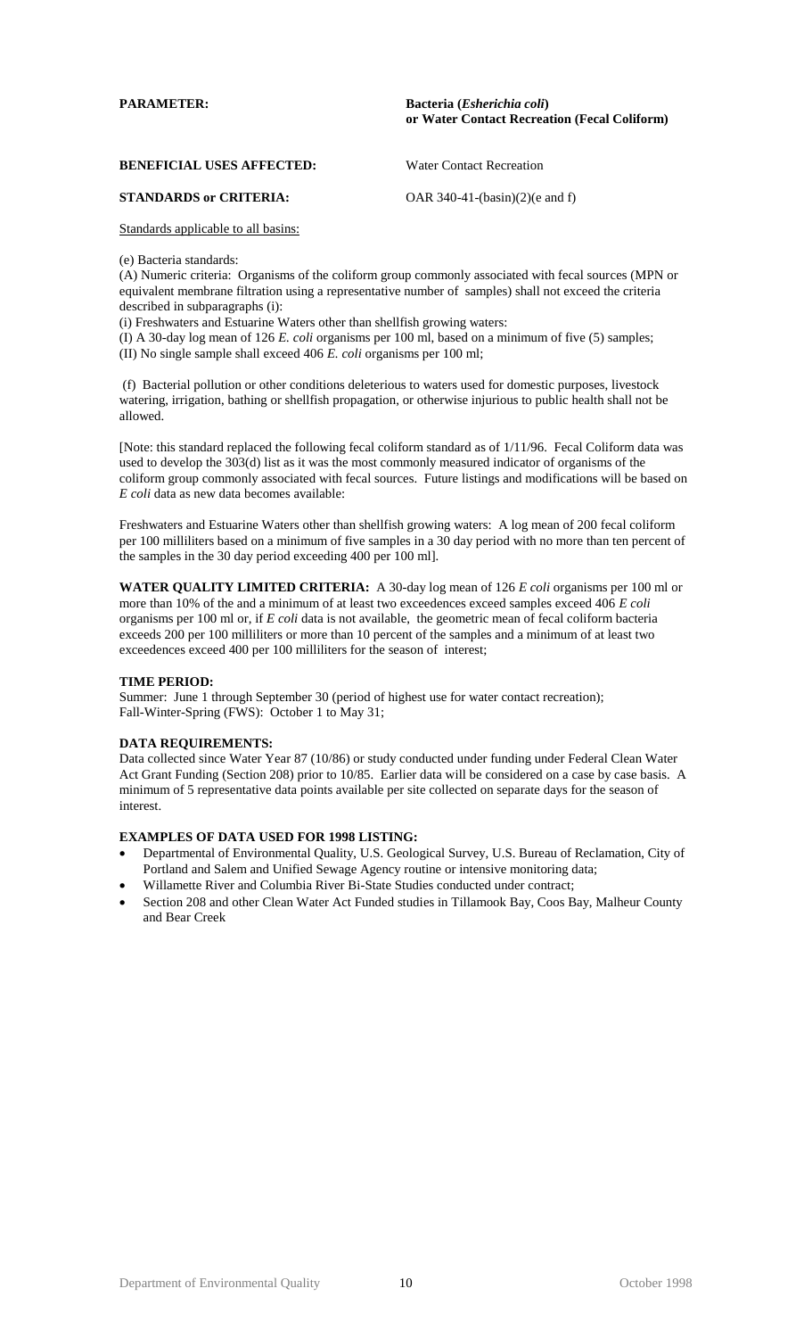**PARAMETER:** **Bacteria (*Esherichia coli*) or Water Contact Recreation (Fecal Coliform)**

**BENEFICIAL USES AFFECTED:** Water Contact Recreation

**STANDARDS or CRITERIA:** OAR 340-41-(basin)(2)(e and f)

Standards applicable to all basins:

(e) Bacteria standards:

(A) Numeric criteria: Organisms of the coliform group commonly associated with fecal sources (MPN or equivalent membrane filtration using a representative number of samples) shall not exceed the criteria described in subparagraphs (i):

(i) Freshwaters and Estuarine Waters other than shellfish growing waters:

(I) A 30-day log mean of 126 *E. coli* organisms per 100 ml, based on a minimum of five (5) samples;

(II) No single sample shall exceed 406 *E. coli* organisms per 100 ml;

(f) Bacterial pollution or other conditions deleterious to waters used for domestic purposes, livestock watering, irrigation, bathing or shellfish propagation, or otherwise injurious to public health shall not be allowed.

[Note: this standard replaced the following fecal coliform standard as of 1/11/96. Fecal Coliform data was used to develop the 303(d) list as it was the most commonly measured indicator of organisms of the coliform group commonly associated with fecal sources. Future listings and modifications will be based on *E coli* data as new data becomes available:

Freshwaters and Estuarine Waters other than shellfish growing waters: A log mean of 200 fecal coliform per 100 milliliters based on a minimum of five samples in a 30 day period with no more than ten percent of the samples in the 30 day period exceeding 400 per 100 ml].

**WATER QUALITY LIMITED CRITERIA:** A 30-day log mean of 126 *E coli* organisms per 100 ml or more than 10% of the and a minimum of at least two exceedences exceed samples exceed 406 *E coli* organisms per 100 ml or, if *E coli* data is not available, the geometric mean of fecal coliform bacteria exceeds 200 per 100 milliliters or more than 10 percent of the samples and a minimum of at least two exceedences exceed 400 per 100 milliliters for the season of interest;

**TIME PERIOD:**

Summer: June 1 through September 30 (period of highest use for water contact recreation);
Fall-Winter-Spring (FWS): October 1 to May 31;

**DATA REQUIREMENTS:**

Data collected since Water Year 87 (10/86) or study conducted under funding under Federal Clean Water Act Grant Funding (Section 208) prior to 10/85. Earlier data will be considered on a case by case basis. A minimum of 5 representative data points available per site collected on separate days for the season of interest.

**EXAMPLES OF DATA USED FOR 1998 LISTING:**

- Departmental of Environmental Quality, U.S. Geological Survey, U.S. Bureau of Reclamation, City of Portland and Salem and Unified Sewage Agency routine or intensive monitoring data;
- Willamette River and Columbia River Bi-State Studies conducted under contract;
- Section 208 and other Clean Water Act Funded studies in Tillamook Bay, Coos Bay, Malheur County and Bear Creek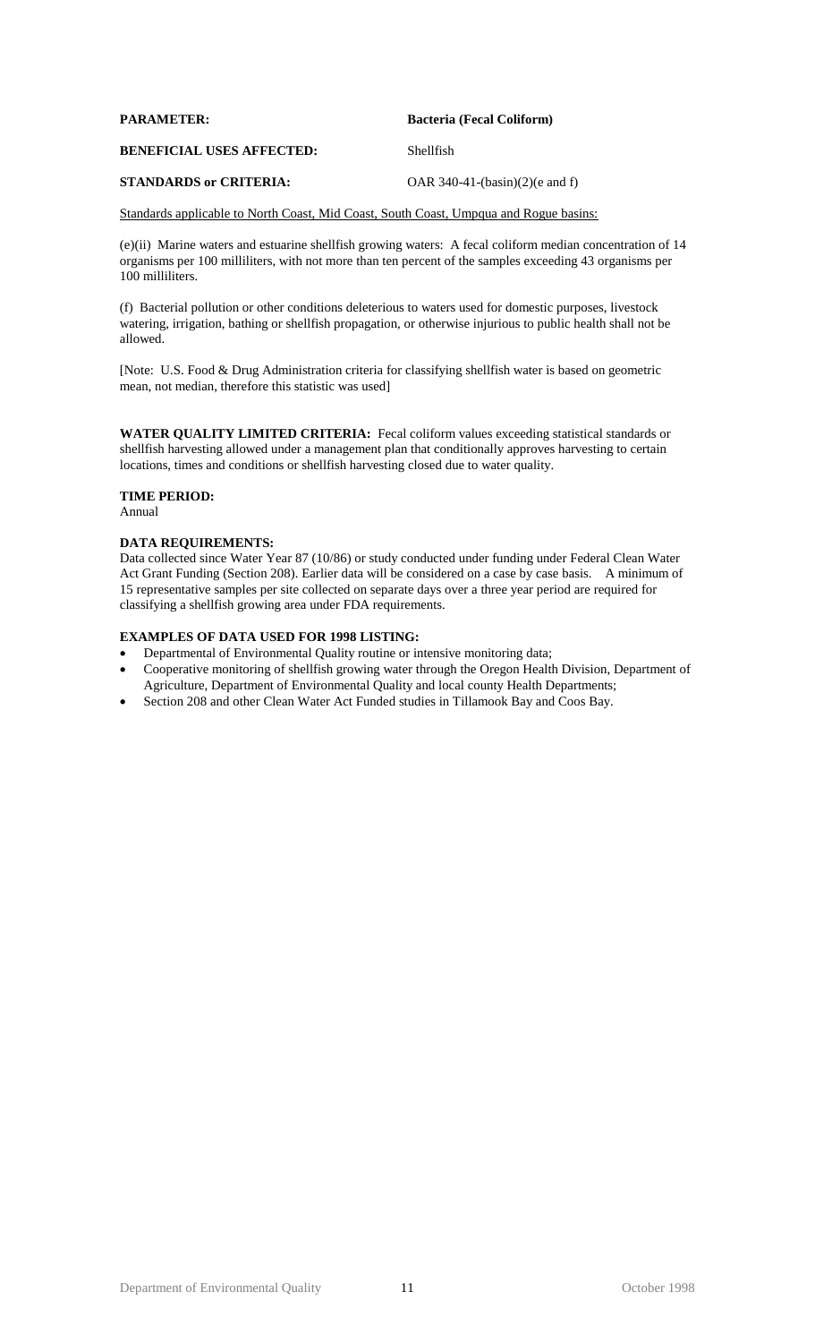**PARAMETER:** **Bacteria (Fecal Coliform)**

**BENEFICIAL USES AFFECTED:** Shellfish

**STANDARDS or CRITERIA:** OAR 340-41-(basin)(2)(e and f)

Standards applicable to North Coast, Mid Coast, South Coast, Umpqua and Rogue basins:

(e)(ii) Marine waters and estuarine shellfish growing waters: A fecal coliform median concentration of 14 organisms per 100 milliliters, with not more than ten percent of the samples exceeding 43 organisms per 100 milliliters.

(f) Bacterial pollution or other conditions deleterious to waters used for domestic purposes, livestock watering, irrigation, bathing or shellfish propagation, or otherwise injurious to public health shall not be allowed.

[Note: U.S. Food & Drug Administration criteria for classifying shellfish water is based on geometric mean, not median, therefore this statistic was used]

**WATER QUALITY LIMITED CRITERIA:** Fecal coliform values exceeding statistical standards or shellfish harvesting allowed under a management plan that conditionally approves harvesting to certain locations, times and conditions or shellfish harvesting closed due to water quality.

**TIME PERIOD:**
Annual

**DATA REQUIREMENTS:**
Data collected since Water Year 87 (10/86) or study conducted under funding under Federal Clean Water Act Grant Funding (Section 208). Earlier data will be considered on a case by case basis. A minimum of 15 representative samples per site collected on separate days over a three year period are required for classifying a shellfish growing area under FDA requirements.

**EXAMPLES OF DATA USED FOR 1998 LISTING:**

- Departmental of Environmental Quality routine or intensive monitoring data;
- Cooperative monitoring of shellfish growing water through the Oregon Health Division, Department of Agriculture, Department of Environmental Quality and local county Health Departments;
- Section 208 and other Clean Water Act Funded studies in Tillamook Bay and Coos Bay.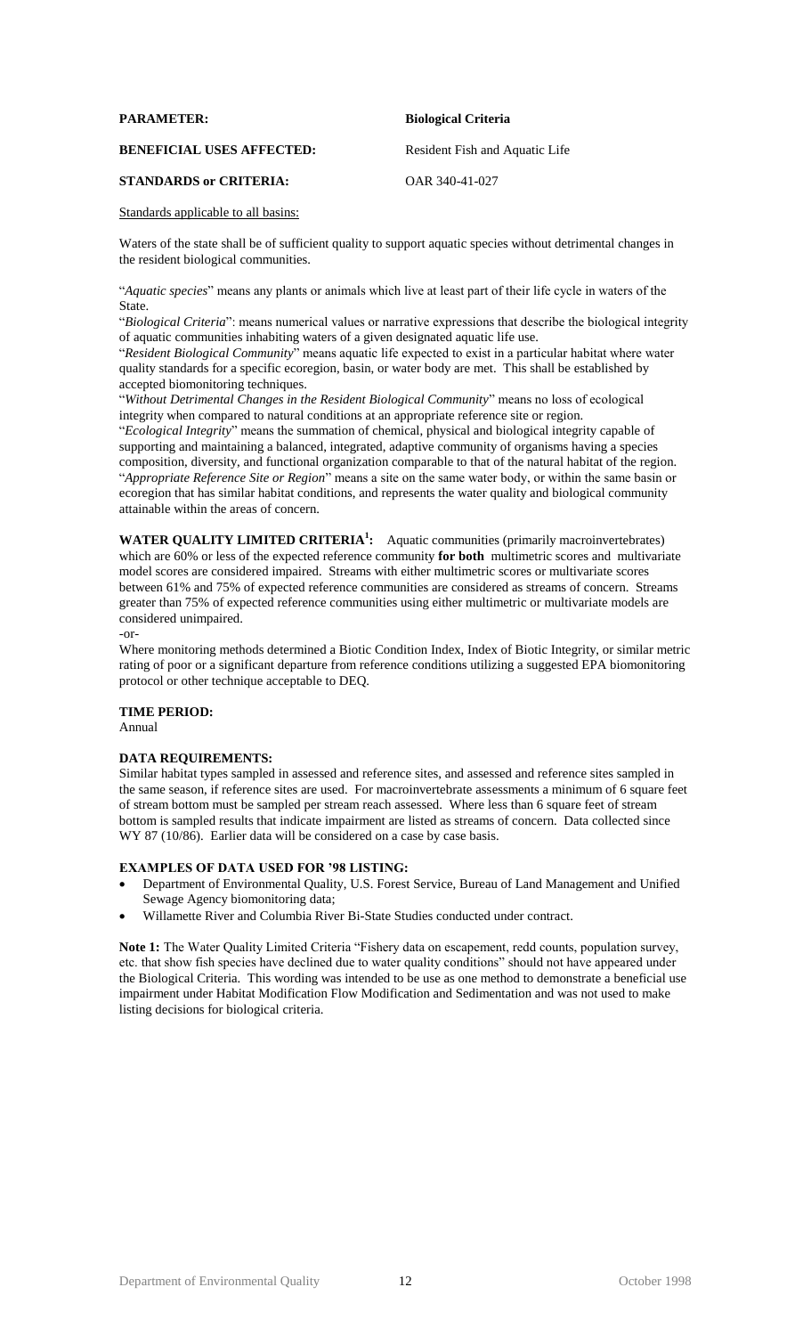**PARAMETER:** **Biological Criteria**

**BENEFICIAL USES AFFECTED:** Resident Fish and Aquatic Life

**STANDARDS or CRITERIA:** OAR 340-41-027

Standards applicable to all basins:

Waters of the state shall be of sufficient quality to support aquatic species without detrimental changes in the resident biological communities.

"*Aquatic species*" means any plants or animals which live at least part of their life cycle in waters of the State.

"*Biological Criteria*": means numerical values or narrative expressions that describe the biological integrity of aquatic communities inhabiting waters of a given designated aquatic life use.

"*Resident Biological Community*" means aquatic life expected to exist in a particular habitat where water quality standards for a specific ecoregion, basin, or water body are met. This shall be established by accepted biomonitoring techniques.

"*Without Detrimental Changes in the Resident Biological Community*" means no loss of ecological integrity when compared to natural conditions at an appropriate reference site or region.

"*Ecological Integrity*" means the summation of chemical, physical and biological integrity capable of supporting and maintaining a balanced, integrated, adaptive community of organisms having a species composition, diversity, and functional organization comparable to that of the natural habitat of the region.

"*Appropriate Reference Site or Region*" means a site on the same water body, or within the same basin or ecoregion that has similar habitat conditions, and represents the water quality and biological community attainable within the areas of concern.

**WATER QUALITY LIMITED CRITERIA[1]:** Aquatic communities (primarily macroinvertebrates) which are 60% or less of the expected reference community **for both** multimetric scores and multivariate model scores are considered impaired. Streams with either multimetric scores or multivariate scores between 61% and 75% of expected reference communities are considered as streams of concern. Streams greater than 75% of expected reference communities using either multimetric or multivariate models are considered unimpaired.

-or-

Where monitoring methods determined a Biotic Condition Index, Index of Biotic Integrity, or similar metric rating of poor or a significant departure from reference conditions utilizing a suggested EPA biomonitoring protocol or other technique acceptable to DEQ.

**TIME PERIOD:**
Annual

**DATA REQUIREMENTS:**
Similar habitat types sampled in assessed and reference sites, and assessed and reference sites sampled in the same season, if reference sites are used. For macroinvertebrate assessments a minimum of 6 square feet of stream bottom must be sampled per stream reach assessed. Where less than 6 square feet of stream bottom is sampled results that indicate impairment are listed as streams of concern. Data collected since WY 87 (10/86). Earlier data will be considered on a case by case basis.

**EXAMPLES OF DATA USED FOR '98 LISTING:**

- Department of Environmental Quality, U.S. Forest Service, Bureau of Land Management and Unified Sewage Agency biomonitoring data;
- Willamette River and Columbia River Bi-State Studies conducted under contract.

**Note 1:** The Water Quality Limited Criteria "Fishery data on escapement, redd counts, population survey, etc. that show fish species have declined due to water quality conditions" should not have appeared under the Biological Criteria. This wording was intended to be use as one method to demonstrate a beneficial use impairment under Habitat Modification Flow Modification and Sedimentation and was not used to make listing decisions for biological criteria.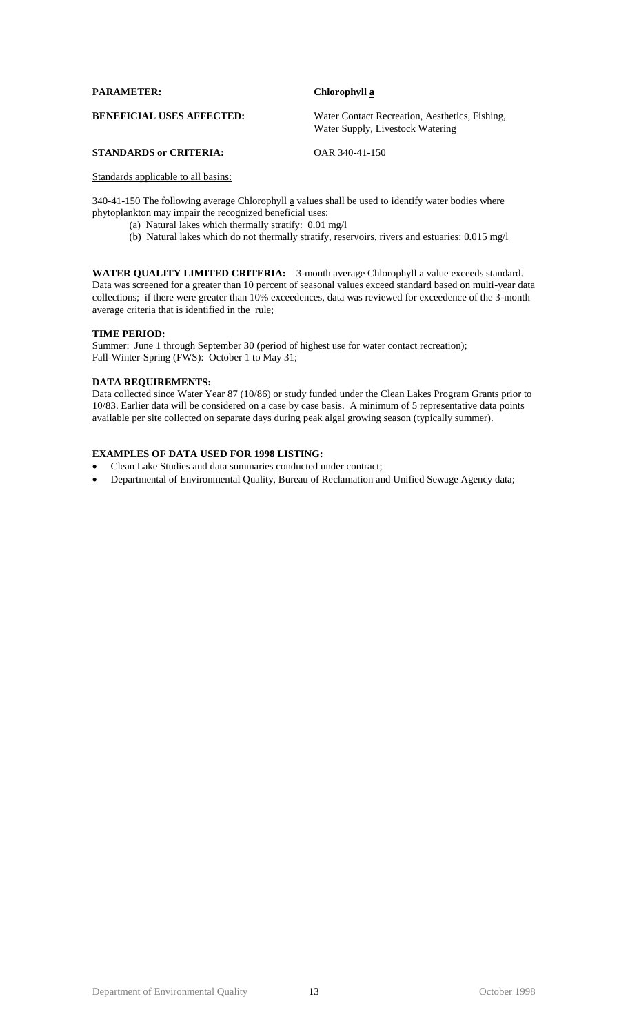**PARAMETER:** **Chlorophyll a**

**BENEFICIAL USES AFFECTED:** Water Contact Recreation, Aesthetics, Fishing, Water Supply, Livestock Watering

**STANDARDS or CRITERIA:** OAR 340-41-150

Standards applicable to all basins:

340-41-150 The following average Chlorophyll a values shall be used to identify water bodies where phytoplankton may impair the recognized beneficial uses:

- (a) Natural lakes which thermally stratify: 0.01 mg/l
- (b) Natural lakes which do not thermally stratify, reservoirs, rivers and estuaries: 0.015 mg/l

**WATER QUALITY LIMITED CRITERIA:** 3-month average Chlorophyll a value exceeds standard. Data was screened for a greater than 10 percent of seasonal values exceed standard based on multi-year data collections; if there were greater than 10% exceedences, data was reviewed for exceedence of the 3-month average criteria that is identified in the rule;

**TIME PERIOD:**
Summer: June 1 through September 30 (period of highest use for water contact recreation);
Fall-Winter-Spring (FWS): October 1 to May 31;

**DATA REQUIREMENTS:**
Data collected since Water Year 87 (10/86) or study funded under the Clean Lakes Program Grants prior to 10/83. Earlier data will be considered on a case by case basis. A minimum of 5 representative data points available per site collected on separate days during peak algal growing season (typically summer).

**EXAMPLES OF DATA USED FOR 1998 LISTING:**

- Clean Lake Studies and data summaries conducted under contract;
- Departmental of Environmental Quality, Bureau of Reclamation and Unified Sewage Agency data;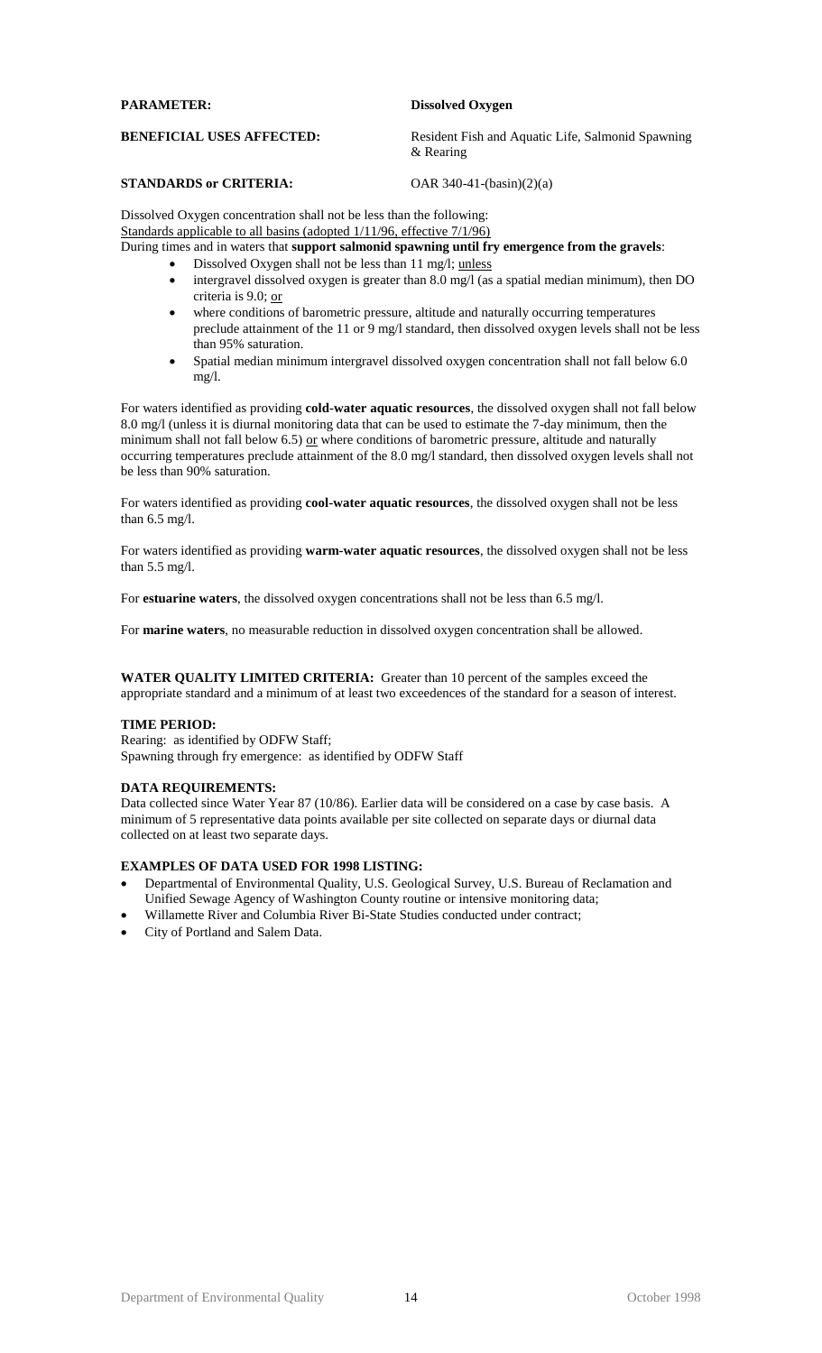**PARAMETER:** **Dissolved Oxygen**

**BENEFICIAL USES AFFECTED:** Resident Fish and Aquatic Life, Salmonid Spawning & Rearing

**STANDARDS or CRITERIA:** OAR 340-41-(basin)(2)(a)

Dissolved Oxygen concentration shall not be less than the following:
<u>Standards applicable to all basins (adopted 1/11/96, effective 7/1/96)</u>
During times and in waters that **support salmonid spawning until fry emergence from the gravels**:

- Dissolved Oxygen shall not be less than 11 mg/l; <u>unless</u>
- intergravel dissolved oxygen is greater than 8.0 mg/l (as a spatial median minimum), then DO criteria is 9.0; <u>or</u>
- where conditions of barometric pressure, altitude and naturally occurring temperatures preclude attainment of the 11 or 9 mg/l standard, then dissolved oxygen levels shall not be less than 95% saturation.
- Spatial median minimum intergravel dissolved oxygen concentration shall not fall below 6.0 mg/l.

For waters identified as providing **cold-water aquatic resources**, the dissolved oxygen shall not fall below 8.0 mg/l (unless it is diurnal monitoring data that can be used to estimate the 7-day minimum, then the minimum shall not fall below 6.5) <u>or</u> where conditions of barometric pressure, altitude and naturally occurring temperatures preclude attainment of the 8.0 mg/l standard, then dissolved oxygen levels shall not be less than 90% saturation.

For waters identified as providing **cool-water aquatic resources**, the dissolved oxygen shall not be less than 6.5 mg/l.

For waters identified as providing **warm-water aquatic resources**, the dissolved oxygen shall not be less than 5.5 mg/l.

For **estuarine waters**, the dissolved oxygen concentrations shall not be less than 6.5 mg/l.

For **marine waters**, no measurable reduction in dissolved oxygen concentration shall be allowed.

**WATER QUALITY LIMITED CRITERIA:** Greater than 10 percent of the samples exceed the appropriate standard and a minimum of at least two exceedences of the standard for a season of interest.

**TIME PERIOD:**
Rearing: as identified by ODFW Staff;
Spawning through fry emergence: as identified by ODFW Staff

**DATA REQUIREMENTS:**
Data collected since Water Year 87 (10/86). Earlier data will be considered on a case by case basis. A minimum of 5 representative data points available per site collected on separate days or diurnal data collected on at least two separate days.

**EXAMPLES OF DATA USED FOR 1998 LISTING:**

- Departmental of Environmental Quality, U.S. Geological Survey, U.S. Bureau of Reclamation and Unified Sewage Agency of Washington County routine or intensive monitoring data;
- Willamette River and Columbia River Bi-State Studies conducted under contract;
- City of Portland and Salem Data.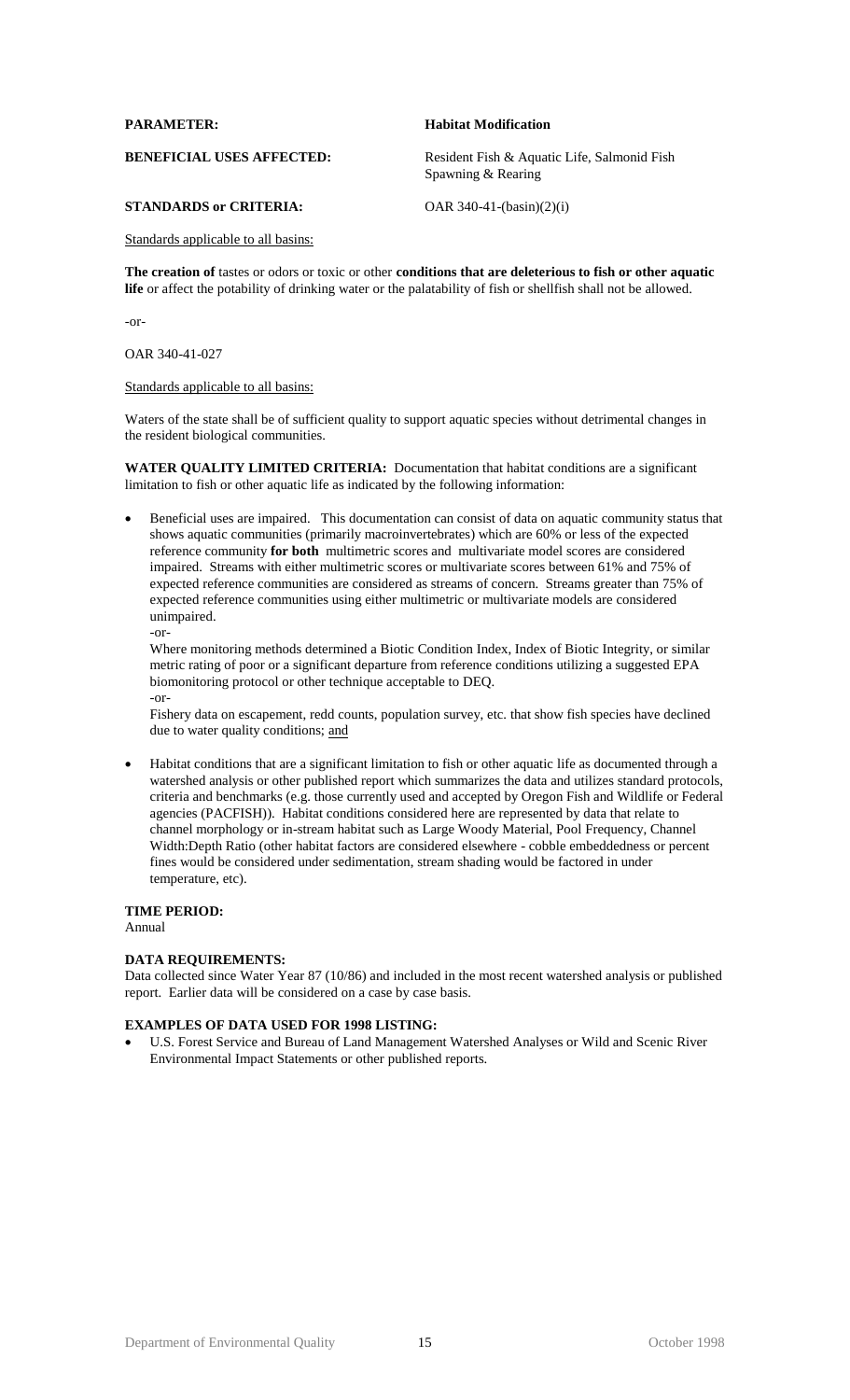**PARAMETER:** **Habitat Modification**

**BENEFICIAL USES AFFECTED:** Resident Fish & Aquatic Life, Salmonid Fish Spawning & Rearing

**STANDARDS or CRITERIA:** OAR 340-41-(basin)(2)(i)

Standards applicable to all basins:

**The creation of** tastes or odors or toxic or other **conditions that are deleterious to fish or other aquatic life** or affect the potability of drinking water or the palatability of fish or shellfish shall not be allowed.

-or-

OAR 340-41-027

Standards applicable to all basins:

Waters of the state shall be of sufficient quality to support aquatic species without detrimental changes in the resident biological communities.

**WATER QUALITY LIMITED CRITERIA:** Documentation that habitat conditions are a significant limitation to fish or other aquatic life as indicated by the following information:

- Beneficial uses are impaired. This documentation can consist of data on aquatic community status that shows aquatic communities (primarily macroinvertebrates) which are 60% or less of the expected reference community **for both** multimetric scores and multivariate model scores are considered impaired. Streams with either multimetric scores or multivariate scores between 61% and 75% of expected reference communities are considered as streams of concern. Streams greater than 75% of expected reference communities using either multimetric or multivariate models are considered unimpaired.
  -or-
  Where monitoring methods determined a Biotic Condition Index, Index of Biotic Integrity, or similar metric rating of poor or a significant departure from reference conditions utilizing a suggested EPA biomonitoring protocol or other technique acceptable to DEQ.
  -or-
  Fishery data on escapement, redd counts, population survey, etc. that show fish species have declined due to water quality conditions; and

- Habitat conditions that are a significant limitation to fish or other aquatic life as documented through a watershed analysis or other published report which summarizes the data and utilizes standard protocols, criteria and benchmarks (e.g. those currently used and accepted by Oregon Fish and Wildlife or Federal agencies (PACFISH)). Habitat conditions considered here are represented by data that relate to channel morphology or in-stream habitat such as Large Woody Material, Pool Frequency, Channel Width:Depth Ratio (other habitat factors are considered elsewhere - cobble embeddedness or percent fines would be considered under sedimentation, stream shading would be factored in under temperature, etc).

**TIME PERIOD:**
Annual

**DATA REQUIREMENTS:**
Data collected since Water Year 87 (10/86) and included in the most recent watershed analysis or published report. Earlier data will be considered on a case by case basis.

**EXAMPLES OF DATA USED FOR 1998 LISTING:**

- U.S. Forest Service and Bureau of Land Management Watershed Analyses or Wild and Scenic River Environmental Impact Statements or other published reports.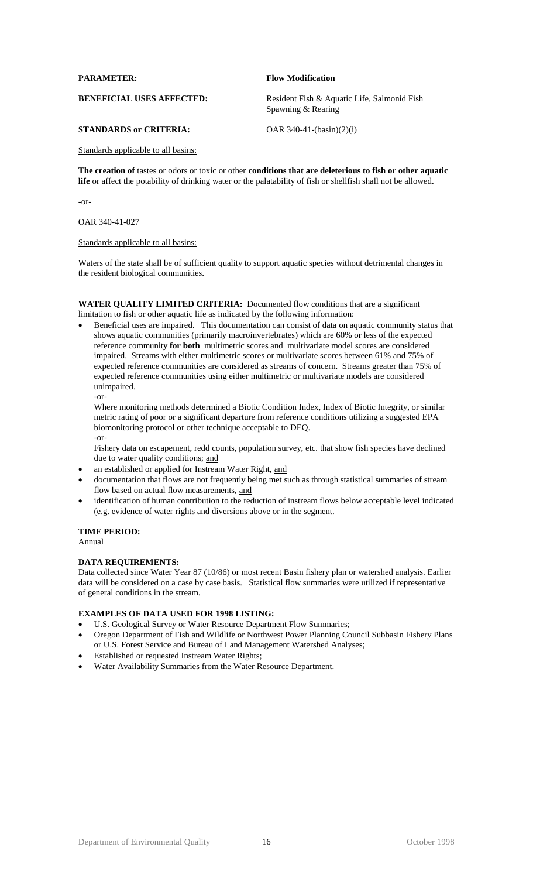**PARAMETER:** **Flow Modification**

**BENEFICIAL USES AFFECTED:** Resident Fish & Aquatic Life, Salmonid Fish Spawning & Rearing

**STANDARDS or CRITERIA:** OAR 340-41-(basin)(2)(i)

Standards applicable to all basins:

**The creation of** tastes or odors or toxic or other **conditions that are deleterious to fish or other aquatic life** or affect the potability of drinking water or the palatability of fish or shellfish shall not be allowed.

-or-

OAR 340-41-027

Standards applicable to all basins:

Waters of the state shall be of sufficient quality to support aquatic species without detrimental changes in the resident biological communities.

**WATER QUALITY LIMITED CRITERIA:** Documented flow conditions that are a significant limitation to fish or other aquatic life as indicated by the following information:

- Beneficial uses are impaired. This documentation can consist of data on aquatic community status that shows aquatic communities (primarily macroinvertebrates) which are 60% or less of the expected reference community **for both** multimetric scores and multivariate model scores are considered impaired. Streams with either multimetric scores or multivariate scores between 61% and 75% of expected reference communities are considered as streams of concern. Streams greater than 75% of expected reference communities using either multimetric or multivariate models are considered unimpaired.
  -or-
  Where monitoring methods determined a Biotic Condition Index, Index of Biotic Integrity, or similar metric rating of poor or a significant departure from reference conditions utilizing a suggested EPA biomonitoring protocol or other technique acceptable to DEQ.
  -or-
  Fishery data on escapement, redd counts, population survey, etc. that show fish species have declined due to water quality conditions; and
- an established or applied for Instream Water Right, and
- documentation that flows are not frequently being met such as through statistical summaries of stream flow based on actual flow measurements, and
- identification of human contribution to the reduction of instream flows below acceptable level indicated (e.g. evidence of water rights and diversions above or in the segment.

**TIME PERIOD:**
Annual

**DATA REQUIREMENTS:**
Data collected since Water Year 87 (10/86) or most recent Basin fishery plan or watershed analysis. Earlier data will be considered on a case by case basis. Statistical flow summaries were utilized if representative of general conditions in the stream.

**EXAMPLES OF DATA USED FOR 1998 LISTING:**

- U.S. Geological Survey or Water Resource Department Flow Summaries;
- Oregon Department of Fish and Wildlife or Northwest Power Planning Council Subbasin Fishery Plans or U.S. Forest Service and Bureau of Land Management Watershed Analyses;
- Established or requested Instream Water Rights;
- Water Availability Summaries from the Water Resource Department.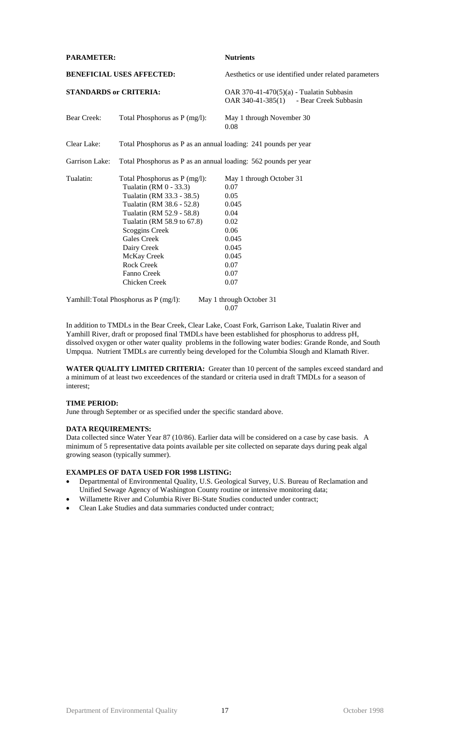**PARAMETER:** **Nutrients**

**BENEFICIAL USES AFFECTED:** Aesthetics or use identified under related parameters

**STANDARDS or CRITERIA:** OAR 370-41-470(5)(a) - Tualatin Subbasin
OAR 340-41-385(1) - Bear Creek Subbasin

| | | |
|---|---|---|
| Bear Creek: | Total Phosphorus as P (mg/l): | May 1 through November 30<br>0.08 |
| Clear Lake: | Total Phosphorus as P as an annual loading: 241 pounds per year | |
| Garrison Lake: | Total Phosphorus as P as an annual loading: 562 pounds per year | |
| Tualatin: | Total Phosphorus as P (mg/l): | May 1 through October 31 |
| | Tualatin (RM 0 - 33.3) | 0.07 |
| | Tualatin (RM 33.3 - 38.5) | 0.05 |
| | Tualatin (RM 38.6 - 52.8) | 0.045 |
| | Tualatin (RM 52.9 - 58.8) | 0.04 |
| | Tualatin (RM 58.9 to 67.8) | 0.02 |
| | Scoggins Creek | 0.06 |
| | Gales Creek | 0.045 |
| | Dairy Creek | 0.045 |
| | McKay Creek | 0.045 |
| | Rock Creek | 0.07 |
| | Fanno Creek | 0.07 |
| | Chicken Creek | 0.07 |
| Yamhill: | Total Phosphorus as P (mg/l): | May 1 through October 31<br>0.07 |

In addition to TMDLs in the Bear Creek, Clear Lake, Coast Fork, Garrison Lake, Tualatin River and Yamhill River, draft or proposed final TMDLs have been established for phosphorus to address pH, dissolved oxygen or other water quality problems in the following water bodies: Grande Ronde, and South Umpqua. Nutrient TMDLs are currently being developed for the Columbia Slough and Klamath River.

**WATER QUALITY LIMITED CRITERIA:** Greater than 10 percent of the samples exceed standard and a minimum of at least two exceedences of the standard or criteria used in draft TMDLs for a season of interest;

**TIME PERIOD:**
June through September or as specified under the specific standard above.

**DATA REQUIREMENTS:**
Data collected since Water Year 87 (10/86). Earlier data will be considered on a case by case basis. A minimum of 5 representative data points available per site collected on separate days during peak algal growing season (typically summer).

**EXAMPLES OF DATA USED FOR 1998 LISTING:**

- Departmental of Environmental Quality, U.S. Geological Survey, U.S. Bureau of Reclamation and Unified Sewage Agency of Washington County routine or intensive monitoring data;
- Willamette River and Columbia River Bi-State Studies conducted under contract;
- Clean Lake Studies and data summaries conducted under contract;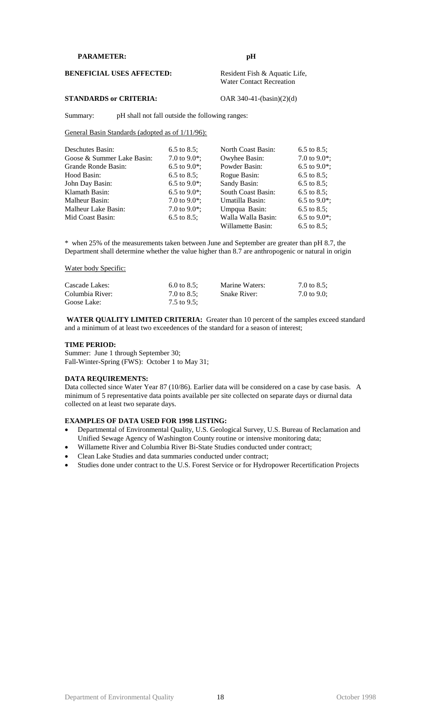**PARAMETER:** **pH**

**BENEFICIAL USES AFFECTED:** Resident Fish & Aquatic Life, Water Contact Recreation

**STANDARDS or CRITERIA:** OAR 340-41-(basin)(2)(d)

Summary: pH shall not fall outside the following ranges:

General Basin Standards (adopted as of 1/11/96):

| | | | |
|---|---|---|---|
| Deschutes Basin: | 6.5 to 8.5; | North Coast Basin: | 6.5 to 8.5; |
| Goose & Summer Lake Basin: | 7.0 to 9.0*; | Owyhee Basin: | 7.0 to 9.0*; |
| Grande Ronde Basin: | 6.5 to 9.0*; | Powder Basin: | 6.5 to 9.0*; |
| Hood Basin: | 6.5 to 8.5; | Rogue Basin: | 6.5 to 8.5; |
| John Day Basin: | 6.5 to 9.0*; | Sandy Basin: | 6.5 to 8.5; |
| Klamath Basin: | 6.5 to 9.0*; | South Coast Basin: | 6.5 to 8.5; |
| Malheur Basin: | 7.0 to 9.0*; | Umatilla Basin: | 6.5 to 9.0*; |
| Malheur Lake Basin: | 7.0 to 9.0*; | Umpqua Basin: | 6.5 to 8.5; |
| Mid Coast Basin: | 6.5 to 8.5; | Walla Walla Basin: | 6.5 to 9.0*; |
| | | Willamette Basin: | 6.5 to 8.5; |

* when 25% of the measurements taken between June and September are greater than pH 8.7, the Department shall determine whether the value higher than 8.7 are anthropogenic or natural in origin

Water body Specific:

| | | | |
|---|---|---|---|
| Cascade Lakes: | 6.0 to 8.5; | Marine Waters: | 7.0 to 8.5; |
| Columbia River: | 7.0 to 8.5; | Snake River: | 7.0 to 9.0; |
| Goose Lake: | 7.5 to 9.5; | | |

**WATER QUALITY LIMITED CRITERIA:** Greater than 10 percent of the samples exceed standard and a minimum of at least two exceedences of the standard for a season of interest;

**TIME PERIOD:**
Summer: June 1 through September 30;
Fall-Winter-Spring (FWS): October 1 to May 31;

**DATA REQUIREMENTS:**
Data collected since Water Year 87 (10/86). Earlier data will be considered on a case by case basis. A minimum of 5 representative data points available per site collected on separate days or diurnal data collected on at least two separate days.

**EXAMPLES OF DATA USED FOR 1998 LISTING:**

- Departmental of Environmental Quality, U.S. Geological Survey, U.S. Bureau of Reclamation and Unified Sewage Agency of Washington County routine or intensive monitoring data;
- Willamette River and Columbia River Bi-State Studies conducted under contract;
- Clean Lake Studies and data summaries conducted under contract;
- Studies done under contract to the U.S. Forest Service or for Hydropower Recertification Projects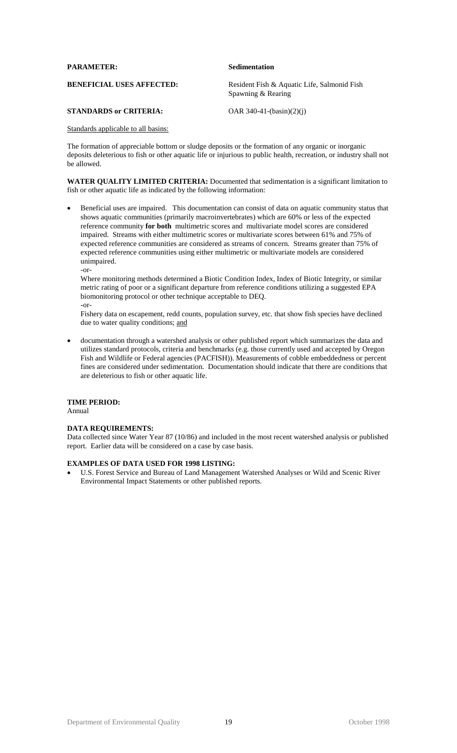**PARAMETER:** **Sedimentation**

**BENEFICIAL USES AFFECTED:** Resident Fish & Aquatic Life, Salmonid Fish Spawning & Rearing

**STANDARDS or CRITERIA:** OAR 340-41-(basin)(2)(j)

Standards applicable to all basins:

The formation of appreciable bottom or sludge deposits or the formation of any organic or inorganic deposits deleterious to fish or other aquatic life or injurious to public health, recreation, or industry shall not be allowed.

**WATER QUALITY LIMITED CRITERIA:** Documented that sedimentation is a significant limitation to fish or other aquatic life as indicated by the following information:

- Beneficial uses are impaired. This documentation can consist of data on aquatic community status that shows aquatic communities (primarily macroinvertebrates) which are 60% or less of the expected reference community **for both** multimetric scores and multivariate model scores are considered impaired. Streams with either multimetric scores or multivariate scores between 61% and 75% of expected reference communities are considered as streams of concern. Streams greater than 75% of expected reference communities using either multimetric or multivariate models are considered unimpaired.

  -or-

  Where monitoring methods determined a Biotic Condition Index, Index of Biotic Integrity, or similar metric rating of poor or a significant departure from reference conditions utilizing a suggested EPA biomonitoring protocol or other technique acceptable to DEQ.

  -or-

  Fishery data on escapement, redd counts, population survey, etc. that show fish species have declined due to water quality conditions; and

- documentation through a watershed analysis or other published report which summarizes the data and utilizes standard protocols, criteria and benchmarks (e.g. those currently used and accepted by Oregon Fish and Wildlife or Federal agencies (PACFISH)). Measurements of cobble embeddedness or percent fines are considered under sedimentation. Documentation should indicate that there are conditions that are deleterious to fish or other aquatic life.

**TIME PERIOD:**
Annual

**DATA REQUIREMENTS:**
Data collected since Water Year 87 (10/86) and included in the most recent watershed analysis or published report. Earlier data will be considered on a case by case basis.

**EXAMPLES OF DATA USED FOR 1998 LISTING:**

- U.S. Forest Service and Bureau of Land Management Watershed Analyses or Wild and Scenic River Environmental Impact Statements or other published reports.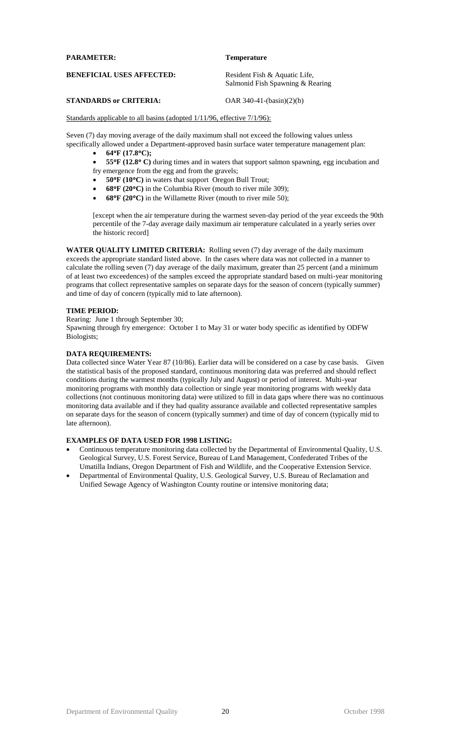**PARAMETER:** **Temperature**

**BENEFICIAL USES AFFECTED:** Resident Fish & Aquatic Life, Salmonid Fish Spawning & Rearing

**STANDARDS or CRITERIA:** OAR 340-41-(basin)(2)(b)

Standards applicable to all basins (adopted 1/11/96, effective 7/1/96):

Seven (7) day moving average of the daily maximum shall not exceed the following values unless specifically allowed under a Department-approved basin surface water temperature management plan:

- **64°F (17.8°C);**
- **55°F (12.8° C)** during times and in waters that support salmon spawning, egg incubation and fry emergence from the egg and from the gravels;
- **50°F (10°C)** in waters that support Oregon Bull Trout;
- **68°F (20°C)** in the Columbia River (mouth to river mile 309);
- **68°F (20°C)** in the Willamette River (mouth to river mile 50);

[except when the air temperature during the warmest seven-day period of the year exceeds the 90th percentile of the 7-day average daily maximum air temperature calculated in a yearly series over the historic record]

**WATER QUALITY LIMITED CRITERIA:** Rolling seven (7) day average of the daily maximum exceeds the appropriate standard listed above. In the cases where data was not collected in a manner to calculate the rolling seven (7) day average of the daily maximum, greater than 25 percent (and a minimum of at least two exceedences) of the samples exceed the appropriate standard based on multi-year monitoring programs that collect representative samples on separate days for the season of concern (typically summer) and time of day of concern (typically mid to late afternoon).

**TIME PERIOD:**

Rearing: June 1 through September 30;

Spawning through fry emergence: October 1 to May 31 or water body specific as identified by ODFW Biologists;

**DATA REQUIREMENTS:**

Data collected since Water Year 87 (10/86). Earlier data will be considered on a case by case basis. Given the statistical basis of the proposed standard, continuous monitoring data was preferred and should reflect conditions during the warmest months (typically July and August) or period of interest. Multi-year monitoring programs with monthly data collection or single year monitoring programs with weekly data collections (not continuous monitoring data) were utilized to fill in data gaps where there was no continuous monitoring data available and if they had quality assurance available and collected representative samples on separate days for the season of concern (typically summer) and time of day of concern (typically mid to late afternoon).

**EXAMPLES OF DATA USED FOR 1998 LISTING:**

- Continuous temperature monitoring data collected by the Departmental of Environmental Quality, U.S. Geological Survey, U.S. Forest Service, Bureau of Land Management, Confederated Tribes of the Umatilla Indians, Oregon Department of Fish and Wildlife, and the Cooperative Extension Service.
- Departmental of Environmental Quality, U.S. Geological Survey, U.S. Bureau of Reclamation and Unified Sewage Agency of Washington County routine or intensive monitoring data;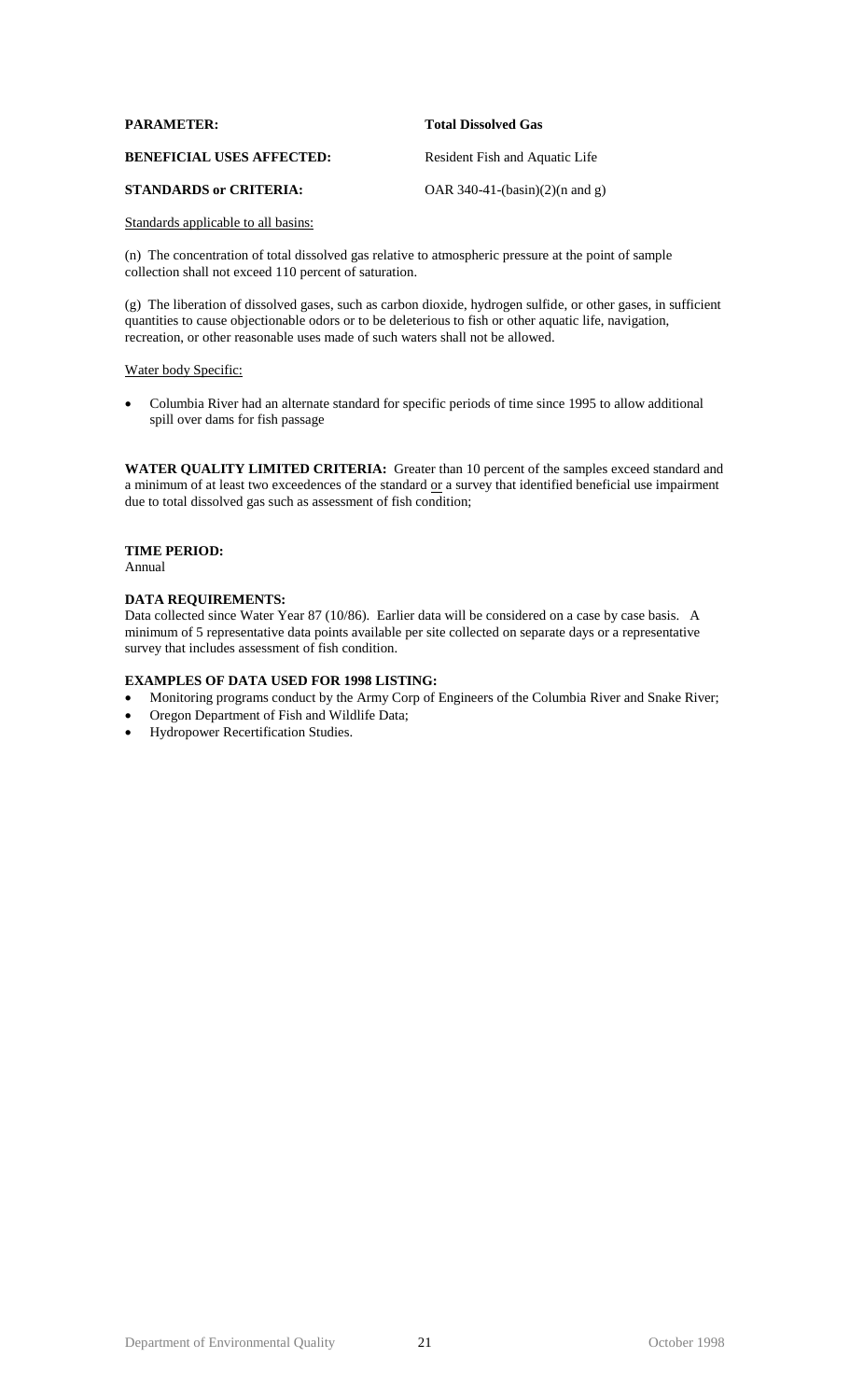**PARAMETER:** **Total Dissolved Gas**

**BENEFICIAL USES AFFECTED:** Resident Fish and Aquatic Life

**STANDARDS or CRITERIA:** OAR 340-41-(basin)(2)(n and g)

<u>Standards applicable to all basins:</u>

(n) The concentration of total dissolved gas relative to atmospheric pressure at the point of sample collection shall not exceed 110 percent of saturation.

(g) The liberation of dissolved gases, such as carbon dioxide, hydrogen sulfide, or other gases, in sufficient quantities to cause objectionable odors or to be deleterious to fish or other aquatic life, navigation, recreation, or other reasonable uses made of such waters shall not be allowed.

<u>Water body Specific:</u>

- Columbia River had an alternate standard for specific periods of time since 1995 to allow additional spill over dams for fish passage

**WATER QUALITY LIMITED CRITERIA:** Greater than 10 percent of the samples exceed standard and a minimum of at least two exceedences of the standard <u>or</u> a survey that identified beneficial use impairment due to total dissolved gas such as assessment of fish condition;

**TIME PERIOD:**
Annual

**DATA REQUIREMENTS:**
Data collected since Water Year 87 (10/86). Earlier data will be considered on a case by case basis. A minimum of 5 representative data points available per site collected on separate days or a representative survey that includes assessment of fish condition.

**EXAMPLES OF DATA USED FOR 1998 LISTING:**

- Monitoring programs conduct by the Army Corp of Engineers of the Columbia River and Snake River;
- Oregon Department of Fish and Wildlife Data;
- Hydropower Recertification Studies.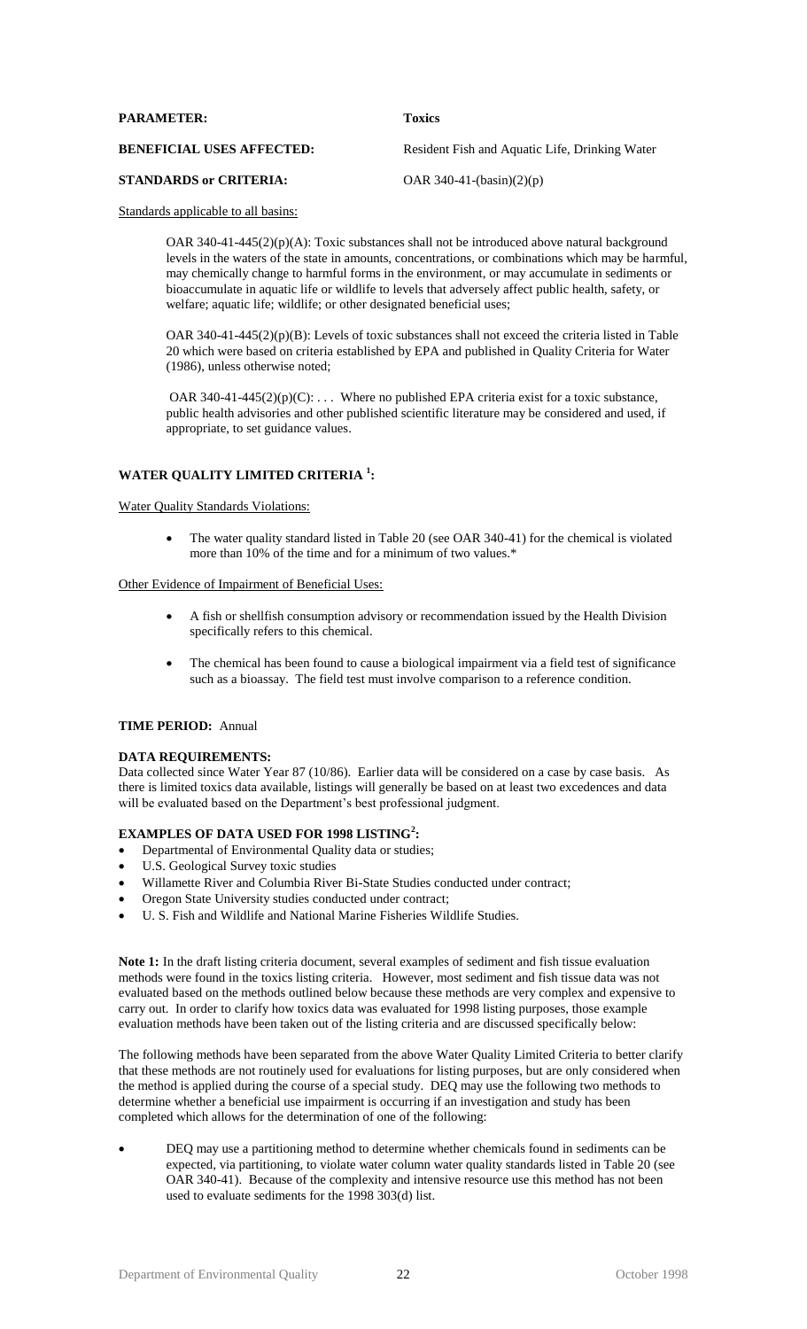**PARAMETER:** Toxics

**BENEFICIAL USES AFFECTED:** Resident Fish and Aquatic Life, Drinking Water

**STANDARDS or CRITERIA:** OAR 340-41-(basin)(2)(p)

Standards applicable to all basins:

> OAR 340-41-445(2)(p)(A): Toxic substances shall not be introduced above natural background levels in the waters of the state in amounts, concentrations, or combinations which may be harmful, may chemically change to harmful forms in the environment, or may accumulate in sediments or bioaccumulate in aquatic life or wildlife to levels that adversely affect public health, safety, or welfare; aquatic life; wildlife; or other designated beneficial uses;
>
> OAR 340-41-445(2)(p)(B): Levels of toxic substances shall not exceed the criteria listed in Table 20 which were based on criteria established by EPA and published in Quality Criteria for Water (1986), unless otherwise noted;
>
> OAR 340-41-445(2)(p)(C): . . . Where no published EPA criteria exist for a toxic substance, public health advisories and other published scientific literature may be considered and used, if appropriate, to set guidance values.

**WATER QUALITY LIMITED CRITERIA [1]:**

Water Quality Standards Violations:

- The water quality standard listed in Table 20 (see OAR 340-41) for the chemical is violated more than 10% of the time and for a minimum of two values.*

Other Evidence of Impairment of Beneficial Uses:

- A fish or shellfish consumption advisory or recommendation issued by the Health Division specifically refers to this chemical.
- The chemical has been found to cause a biological impairment via a field test of significance such as a bioassay. The field test must involve comparison to a reference condition.

**TIME PERIOD:** Annual

**DATA REQUIREMENTS:**
Data collected since Water Year 87 (10/86). Earlier data will be considered on a case by case basis. As there is limited toxics data available, listings will generally be based on at least two excedences and data will be evaluated based on the Department's best professional judgment.

**EXAMPLES OF DATA USED FOR 1998 LISTING[2]:**

- Departmental of Environmental Quality data or studies;
- U.S. Geological Survey toxic studies
- Willamette River and Columbia River Bi-State Studies conducted under contract;
- Oregon State University studies conducted under contract;
- U. S. Fish and Wildlife and National Marine Fisheries Wildlife Studies.

**Note 1:** In the draft listing criteria document, several examples of sediment and fish tissue evaluation methods were found in the toxics listing criteria. However, most sediment and fish tissue data was not evaluated based on the methods outlined below because these methods are very complex and expensive to carry out. In order to clarify how toxics data was evaluated for 1998 listing purposes, those example evaluation methods have been taken out of the listing criteria and are discussed specifically below:

The following methods have been separated from the above Water Quality Limited Criteria to better clarify that these methods are not routinely used for evaluations for listing purposes, but are only considered when the method is applied during the course of a special study. DEQ may use the following two methods to determine whether a beneficial use impairment is occurring if an investigation and study has been completed which allows for the determination of one of the following:

- DEQ may use a partitioning method to determine whether chemicals found in sediments can be expected, via partitioning, to violate water column water quality standards listed in Table 20 (see OAR 340-41). Because of the complexity and intensive resource use this method has not been used to evaluate sediments for the 1998 303(d) list.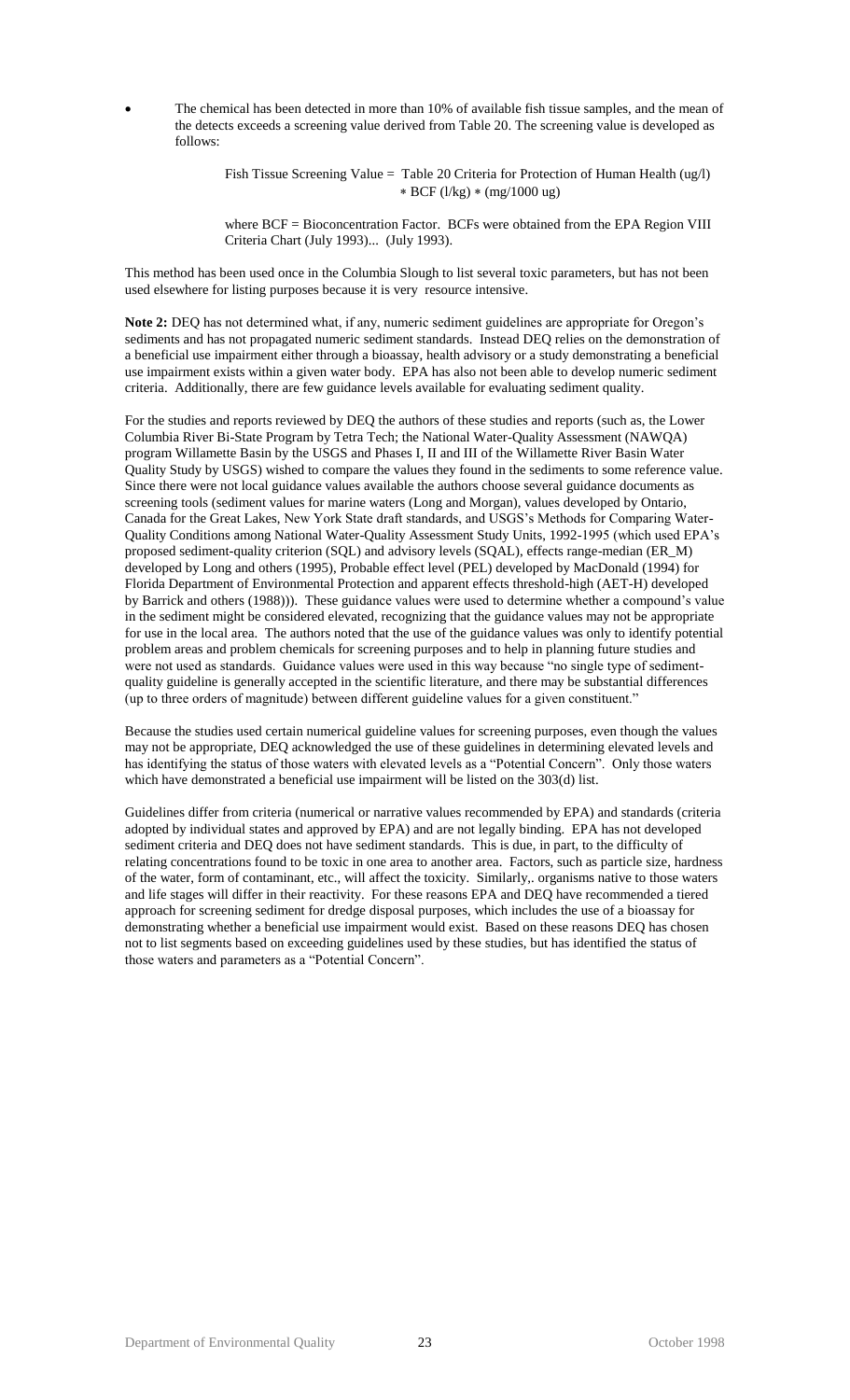- The chemical has been detected in more than 10% of available fish tissue samples, and the mean of the detects exceeds a screening value derived from Table 20. The screening value is developed as follows:

  Fish Tissue Screening Value = Table 20 Criteria for Protection of Human Health (ug/l) * BCF (l/kg) * (mg/1000 ug)

  where BCF = Bioconcentration Factor. BCFs were obtained from the EPA Region VIII Criteria Chart (July 1993)... (July 1993).

This method has been used once in the Columbia Slough to list several toxic parameters, but has not been used elsewhere for listing purposes because it is very resource intensive.

**Note 2:** DEQ has not determined what, if any, numeric sediment guidelines are appropriate for Oregon's sediments and has not propagated numeric sediment standards. Instead DEQ relies on the demonstration of a beneficial use impairment either through a bioassay, health advisory or a study demonstrating a beneficial use impairment exists within a given water body. EPA has also not been able to develop numeric sediment criteria. Additionally, there are few guidance levels available for evaluating sediment quality.

For the studies and reports reviewed by DEQ the authors of these studies and reports (such as, the Lower Columbia River Bi-State Program by Tetra Tech; the National Water-Quality Assessment (NAWQA) program Willamette Basin by the USGS and Phases I, II and III of the Willamette River Basin Water Quality Study by USGS) wished to compare the values they found in the sediments to some reference value. Since there were not local guidance values available the authors choose several guidance documents as screening tools (sediment values for marine waters (Long and Morgan), values developed by Ontario, Canada for the Great Lakes, New York State draft standards, and USGS's Methods for Comparing Water-Quality Conditions among National Water-Quality Assessment Study Units, 1992-1995 (which used EPA's proposed sediment-quality criterion (SQL) and advisory levels (SQAL), effects range-median (ER_M) developed by Long and others (1995), Probable effect level (PEL) developed by MacDonald (1994) for Florida Department of Environmental Protection and apparent effects threshold-high (AET-H) developed by Barrick and others (1988))). These guidance values were used to determine whether a compound's value in the sediment might be considered elevated, recognizing that the guidance values may not be appropriate for use in the local area. The authors noted that the use of the guidance values was only to identify potential problem areas and problem chemicals for screening purposes and to help in planning future studies and were not used as standards. Guidance values were used in this way because "no single type of sediment-quality guideline is generally accepted in the scientific literature, and there may be substantial differences (up to three orders of magnitude) between different guideline values for a given constituent."

Because the studies used certain numerical guideline values for screening purposes, even though the values may not be appropriate, DEQ acknowledged the use of these guidelines in determining elevated levels and has identifying the status of those waters with elevated levels as a "Potential Concern". Only those waters which have demonstrated a beneficial use impairment will be listed on the 303(d) list.

Guidelines differ from criteria (numerical or narrative values recommended by EPA) and standards (criteria adopted by individual states and approved by EPA) and are not legally binding. EPA has not developed sediment criteria and DEQ does not have sediment standards. This is due, in part, to the difficulty of relating concentrations found to be toxic in one area to another area. Factors, such as particle size, hardness of the water, form of contaminant, etc., will affect the toxicity. Similarly,. organisms native to those waters and life stages will differ in their reactivity. For these reasons EPA and DEQ have recommended a tiered approach for screening sediment for dredge disposal purposes, which includes the use of a bioassay for demonstrating whether a beneficial use impairment would exist. Based on these reasons DEQ has chosen not to list segments based on exceeding guidelines used by these studies, but has identified the status of those waters and parameters as a "Potential Concern".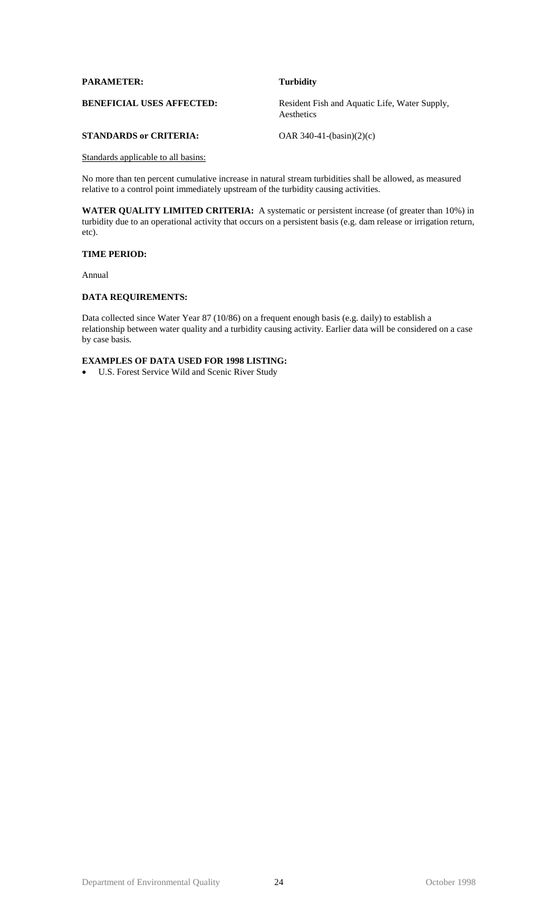**PARAMETER:** **Turbidity**

**BENEFICIAL USES AFFECTED:** Resident Fish and Aquatic Life, Water Supply, Aesthetics

**STANDARDS or CRITERIA:** OAR 340-41-(basin)(2)(c)

Standards applicable to all basins:

No more than ten percent cumulative increase in natural stream turbidities shall be allowed, as measured relative to a control point immediately upstream of the turbidity causing activities.

**WATER QUALITY LIMITED CRITERIA:** A systematic or persistent increase (of greater than 10%) in turbidity due to an operational activity that occurs on a persistent basis (e.g. dam release or irrigation return, etc).

**TIME PERIOD:**

Annual

**DATA REQUIREMENTS:**

Data collected since Water Year 87 (10/86) on a frequent enough basis (e.g. daily) to establish a relationship between water quality and a turbidity causing activity. Earlier data will be considered on a case by case basis.

**EXAMPLES OF DATA USED FOR 1998 LISTING:**

- U.S. Forest Service Wild and Scenic River Study